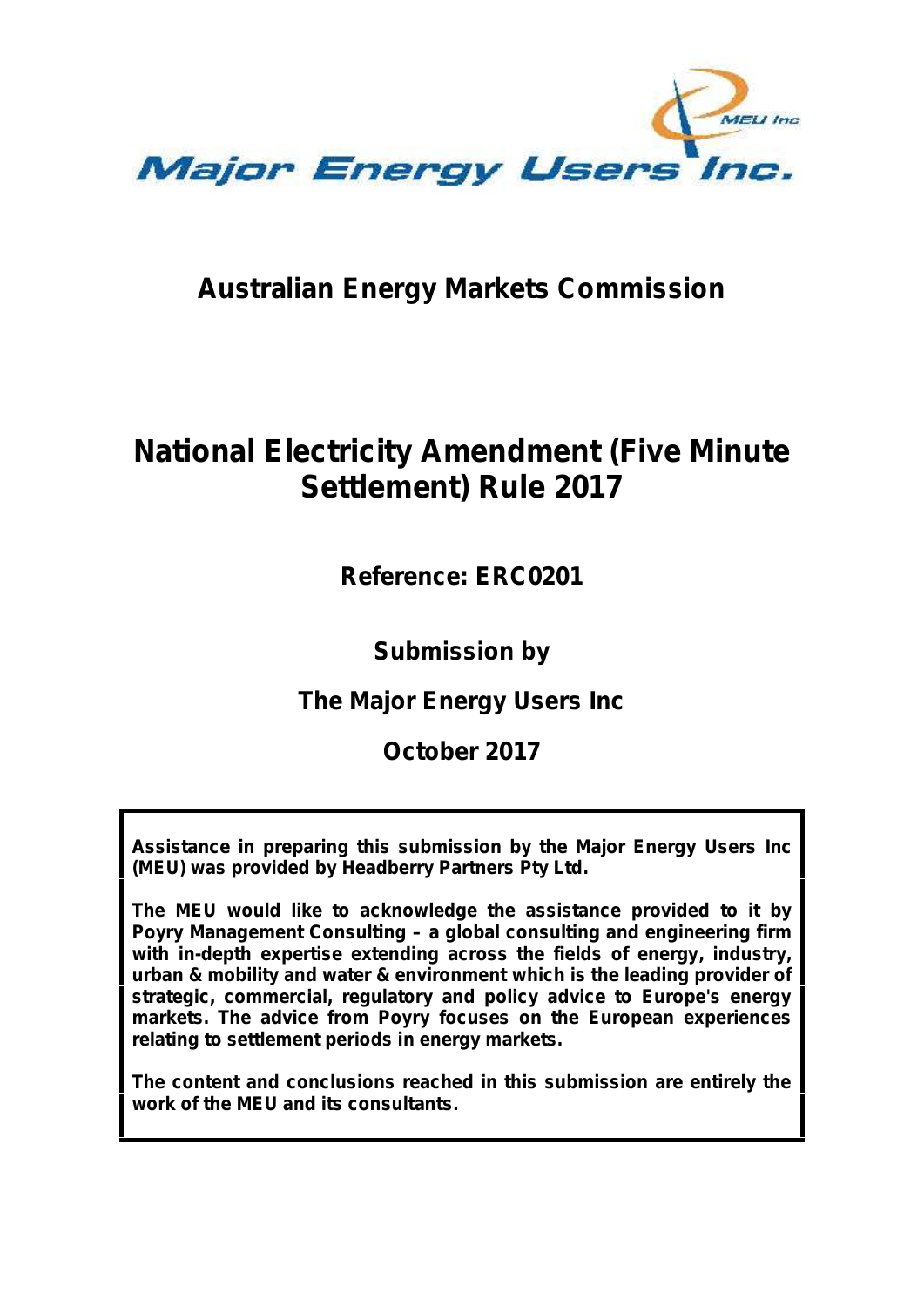Major Energy Users Inc.

# Australian Energy Markets Commission

# National Electricity Amendment (Five Minute Settlement) Rule 2017

## Reference: ERC0201

## Submission by

## The Major Energy Users Inc

## October 2017

**Assistance in preparing this submission by the Major Energy Users Inc (MEU) was provided by Headberry Partners Pty Ltd.**

**The MEU would like to acknowledge the assistance provided to it by Poyry Management Consulting – a global consulting and engineering firm with in-depth expertise extending across the fields of energy, industry, urban & mobility and water & environment which is the leading provider of strategic, commercial, regulatory and policy advice to Europe's energy markets. The advice from Poyry focuses on the European experiences relating to settlement periods in energy markets.**

**The content and conclusions reached in this submission are entirely the work of the MEU and its consultants.**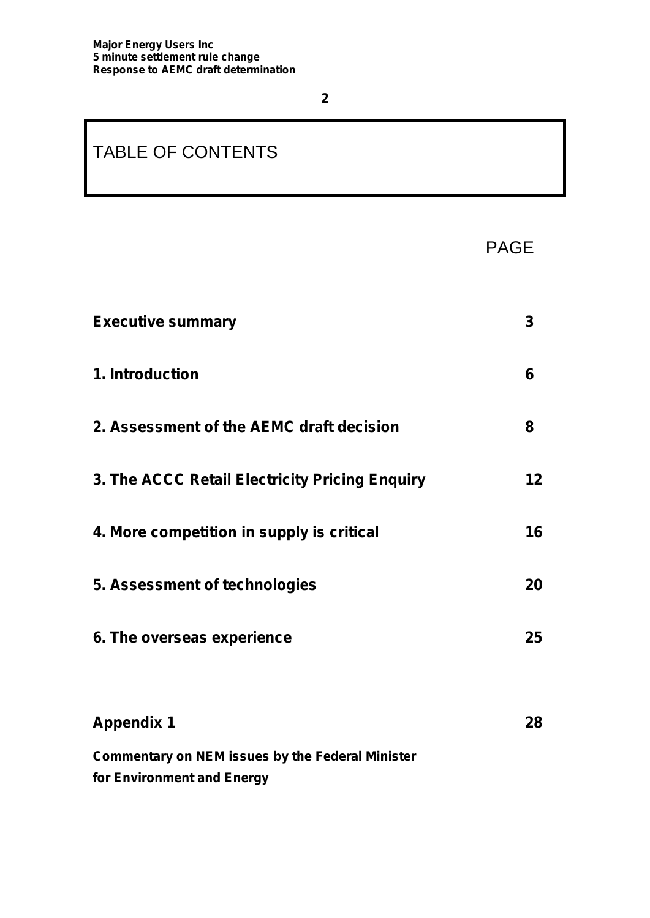# TABLE OF CONTENTS

| | PAGE |
|---|---|
| **Executive summary** | **3** |
| **1. Introduction** | **6** |
| **2. Assessment of the AEMC draft decision** | **8** |
| **3. The ACCC Retail Electricity Pricing Enquiry** | **12** |
| **4. More competition in supply is critical** | **16** |
| **5. Assessment of technologies** | **20** |
| **6. The overseas experience** | **25** |
| **Appendix 1** | **28** |
| **Commentary on NEM issues by the Federal Minister for Environment and Energy** | |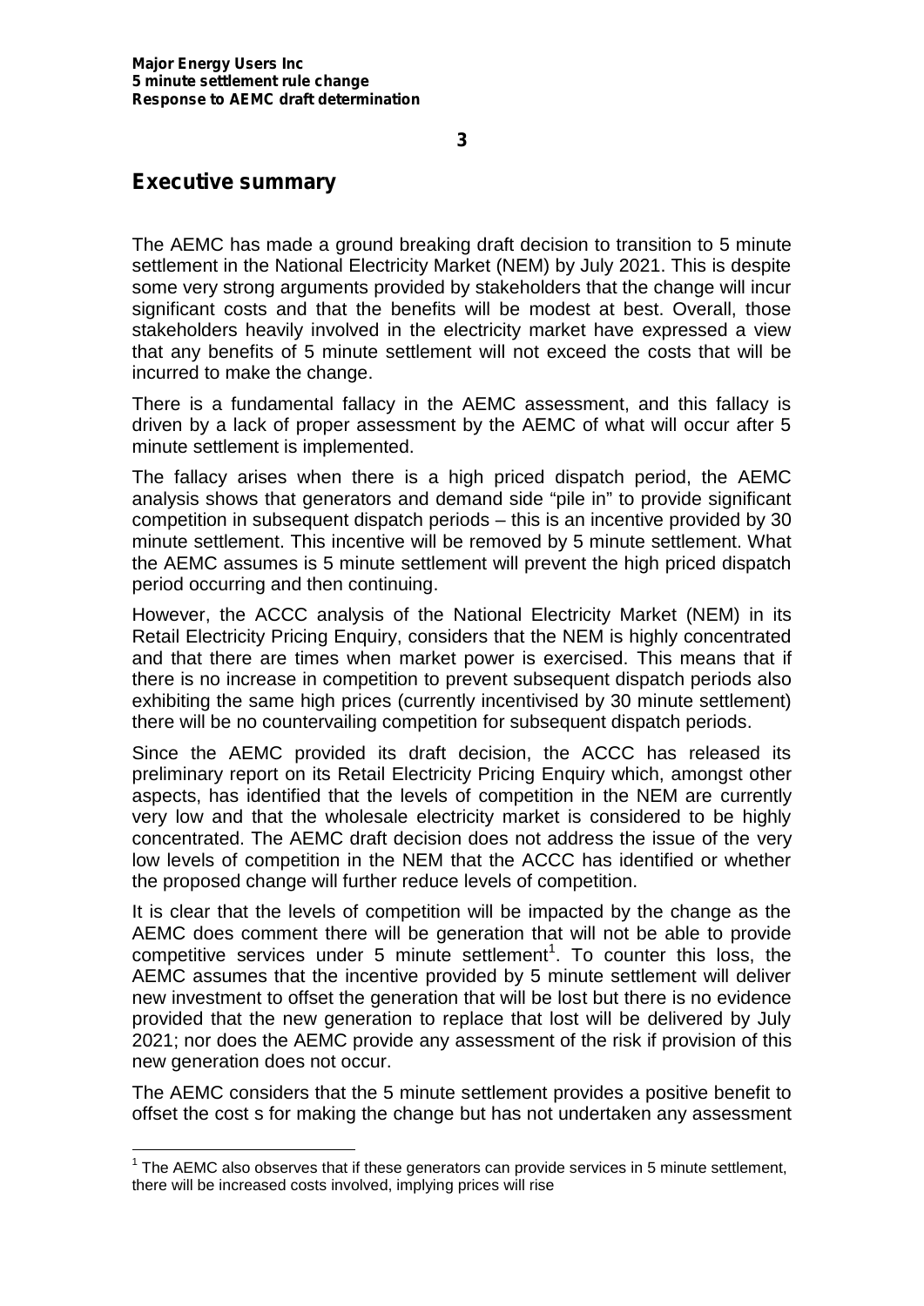## Executive summary

The AEMC has made a ground breaking draft decision to transition to 5 minute settlement in the National Electricity Market (NEM) by July 2021. This is despite some very strong arguments provided by stakeholders that the change will incur significant costs and that the benefits will be modest at best. Overall, those stakeholders heavily involved in the electricity market have expressed a view that any benefits of 5 minute settlement will not exceed the costs that will be incurred to make the change.

There is a fundamental fallacy in the AEMC assessment, and this fallacy is driven by a lack of proper assessment by the AEMC of what will occur after 5 minute settlement is implemented.

The fallacy arises when there is a high priced dispatch period, the AEMC analysis shows that generators and demand side "pile in" to provide significant competition in subsequent dispatch periods – this is an incentive provided by 30 minute settlement. This incentive will be removed by 5 minute settlement. What the AEMC assumes is 5 minute settlement will prevent the high priced dispatch period occurring and then continuing.

However, the ACCC analysis of the National Electricity Market (NEM) in its Retail Electricity Pricing Enquiry, considers that the NEM is highly concentrated and that there are times when market power is exercised. This means that if there is no increase in competition to prevent subsequent dispatch periods also exhibiting the same high prices (currently incentivised by 30 minute settlement) there will be no countervailing competition for subsequent dispatch periods.

Since the AEMC provided its draft decision, the ACCC has released its preliminary report on its Retail Electricity Pricing Enquiry which, amongst other aspects, has identified that the levels of competition in the NEM are currently very low and that the wholesale electricity market is considered to be highly concentrated. The AEMC draft decision does not address the issue of the very low levels of competition in the NEM that the ACCC has identified or whether the proposed change will further reduce levels of competition.

It is clear that the levels of competition will be impacted by the change as the AEMC does comment there will be generation that will not be able to provide competitive services under 5 minute settlement[1]. To counter this loss, the AEMC assumes that the incentive provided by 5 minute settlement will deliver new investment to offset the generation that will be lost but there is no evidence provided that the new generation to replace that lost will be delivered by July 2021; nor does the AEMC provide any assessment of the risk if provision of this new generation does not occur.

The AEMC considers that the 5 minute settlement provides a positive benefit to offset the cost s for making the change but has not undertaken any assessment

[1] The AEMC also observes that if these generators can provide services in 5 minute settlement, there will be increased costs involved, implying prices will rise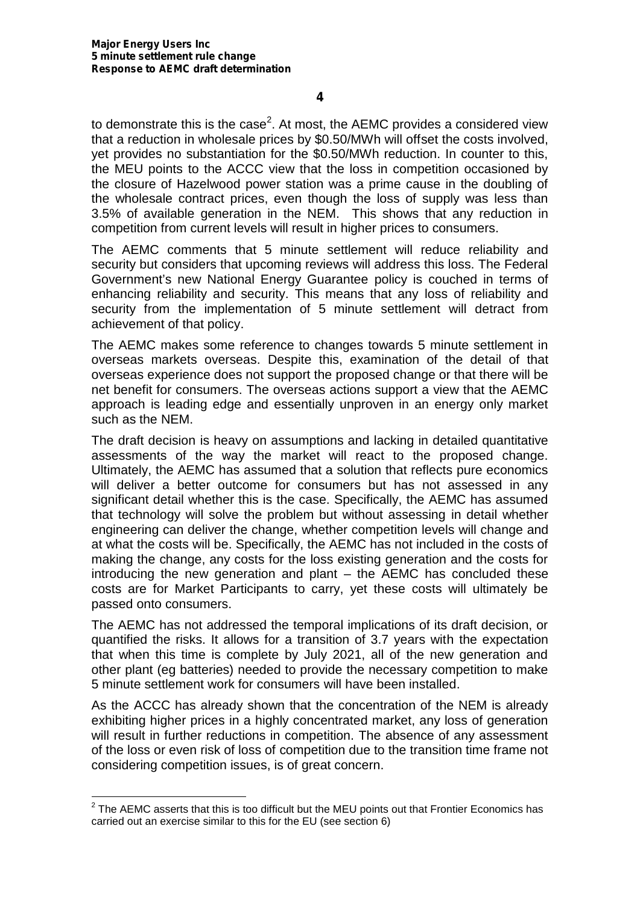to demonstrate this is the case[2]. At most, the AEMC provides a considered view that a reduction in wholesale prices by \$0.50/MWh will offset the costs involved, yet provides no substantiation for the \$0.50/MWh reduction. In counter to this, the MEU points to the ACCC view that the loss in competition occasioned by the closure of Hazelwood power station was a prime cause in the doubling of the wholesale contract prices, even though the loss of supply was less than 3.5% of available generation in the NEM. This shows that any reduction in competition from current levels will result in higher prices to consumers.

The AEMC comments that 5 minute settlement will reduce reliability and security but considers that upcoming reviews will address this loss. The Federal Government's new National Energy Guarantee policy is couched in terms of enhancing reliability and security. This means that any loss of reliability and security from the implementation of 5 minute settlement will detract from achievement of that policy.

The AEMC makes some reference to changes towards 5 minute settlement in overseas markets overseas. Despite this, examination of the detail of that overseas experience does not support the proposed change or that there will be net benefit for consumers. The overseas actions support a view that the AEMC approach is leading edge and essentially unproven in an energy only market such as the NEM.

The draft decision is heavy on assumptions and lacking in detailed quantitative assessments of the way the market will react to the proposed change. Ultimately, the AEMC has assumed that a solution that reflects pure economics will deliver a better outcome for consumers but has not assessed in any significant detail whether this is the case. Specifically, the AEMC has assumed that technology will solve the problem but without assessing in detail whether engineering can deliver the change, whether competition levels will change and at what the costs will be. Specifically, the AEMC has not included in the costs of making the change, any costs for the loss existing generation and the costs for introducing the new generation and plant – the AEMC has concluded these costs are for Market Participants to carry, yet these costs will ultimately be passed onto consumers.

The AEMC has not addressed the temporal implications of its draft decision, or quantified the risks. It allows for a transition of 3.7 years with the expectation that when this time is complete by July 2021, all of the new generation and other plant (eg batteries) needed to provide the necessary competition to make 5 minute settlement work for consumers will have been installed.

As the ACCC has already shown that the concentration of the NEM is already exhibiting higher prices in a highly concentrated market, any loss of generation will result in further reductions in competition. The absence of any assessment of the loss or even risk of loss of competition due to the transition time frame not considering competition issues, is of great concern.

---

[2] The AEMC asserts that this is too difficult but the MEU points out that Frontier Economics has carried out an exercise similar to this for the EU (see section 6)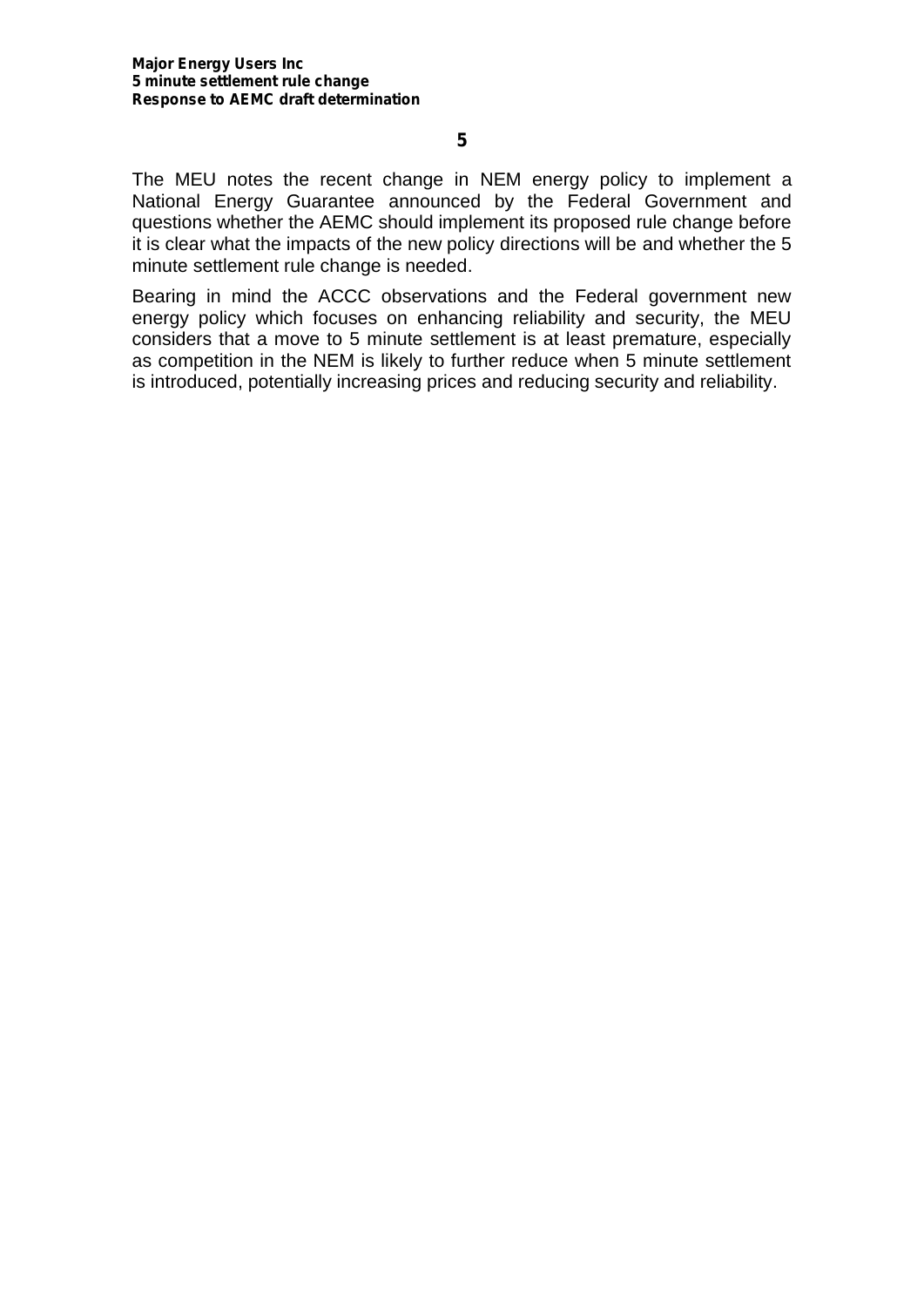The MEU notes the recent change in NEM energy policy to implement a National Energy Guarantee announced by the Federal Government and questions whether the AEMC should implement its proposed rule change before it is clear what the impacts of the new policy directions will be and whether the 5 minute settlement rule change is needed.

Bearing in mind the ACCC observations and the Federal government new energy policy which focuses on enhancing reliability and security, the MEU considers that a move to 5 minute settlement is at least premature, especially as competition in the NEM is likely to further reduce when 5 minute settlement is introduced, potentially increasing prices and reducing security and reliability.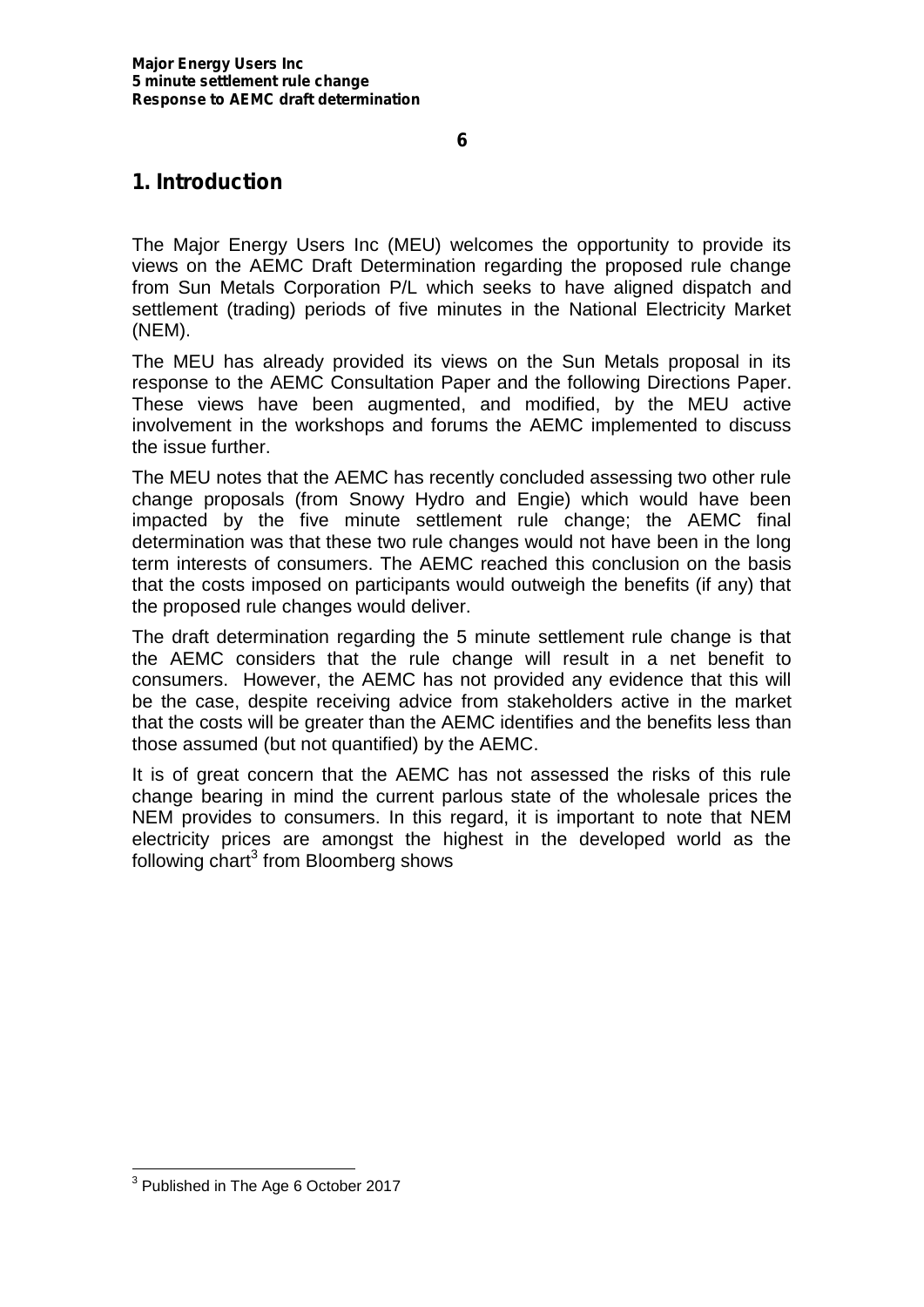# 1. Introduction

The Major Energy Users Inc (MEU) welcomes the opportunity to provide its views on the AEMC Draft Determination regarding the proposed rule change from Sun Metals Corporation P/L which seeks to have aligned dispatch and settlement (trading) periods of five minutes in the National Electricity Market (NEM).

The MEU has already provided its views on the Sun Metals proposal in its response to the AEMC Consultation Paper and the following Directions Paper. These views have been augmented, and modified, by the MEU active involvement in the workshops and forums the AEMC implemented to discuss the issue further.

The MEU notes that the AEMC has recently concluded assessing two other rule change proposals (from Snowy Hydro and Engie) which would have been impacted by the five minute settlement rule change; the AEMC final determination was that these two rule changes would not have been in the long term interests of consumers. The AEMC reached this conclusion on the basis that the costs imposed on participants would outweigh the benefits (if any) that the proposed rule changes would deliver.

The draft determination regarding the 5 minute settlement rule change is that the AEMC considers that the rule change will result in a net benefit to consumers. However, the AEMC has not provided any evidence that this will be the case, despite receiving advice from stakeholders active in the market that the costs will be greater than the AEMC identifies and the benefits less than those assumed (but not quantified) by the AEMC.

It is of great concern that the AEMC has not assessed the risks of this rule change bearing in mind the current parlous state of the wholesale prices the NEM provides to consumers. In this regard, it is important to note that NEM electricity prices are amongst the highest in the developed world as the following chart[3] from Bloomberg shows

[3] Published in The Age 6 October 2017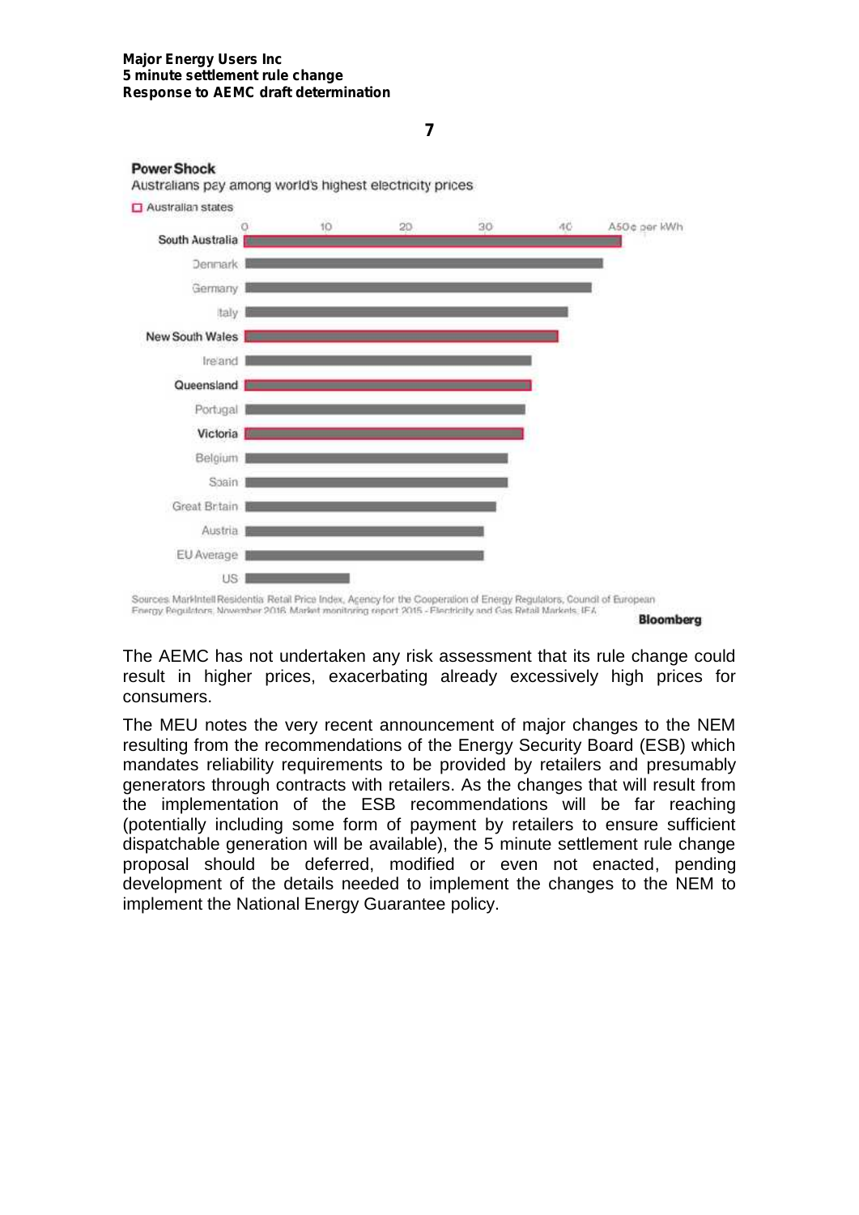**Power Shock**

Australians pay among world's highest electricity prices

□ Australian states

| Country/State | A¢ per kWh (approx.) |
|---|---|
| South Australia | 47 |
| Denmark | 45 |
| Germany | 44 |
| Italy | 41 |
| New South Wales | 39 |
| Ireland | 36 |
| Queensland | 36 |
| Portugal | 35 |
| Victoria | 35 |
| Belgium | 33 |
| Spain | 33 |
| Great Britain | 31 |
| Austria | 30 |
| EU Average | 30 |
| US | 13 |

Sources: MarkIntell Residential Retail Price Index, Agency for the Cooperation of Energy Regulators, Council of European Energy Regulators, November 2016 Market monitoring report 2015 - Electricity and Gas Retail Markets, IEA

Bloomberg

The AEMC has not undertaken any risk assessment that its rule change could result in higher prices, exacerbating already excessively high prices for consumers.

The MEU notes the very recent announcement of major changes to the NEM resulting from the recommendations of the Energy Security Board (ESB) which mandates reliability requirements to be provided by retailers and presumably generators through contracts with retailers. As the changes that will result from the implementation of the ESB recommendations will be far reaching (potentially including some form of payment by retailers to ensure sufficient dispatchable generation will be available), the 5 minute settlement rule change proposal should be deferred, modified or even not enacted, pending development of the details needed to implement the changes to the NEM to implement the National Energy Guarantee policy.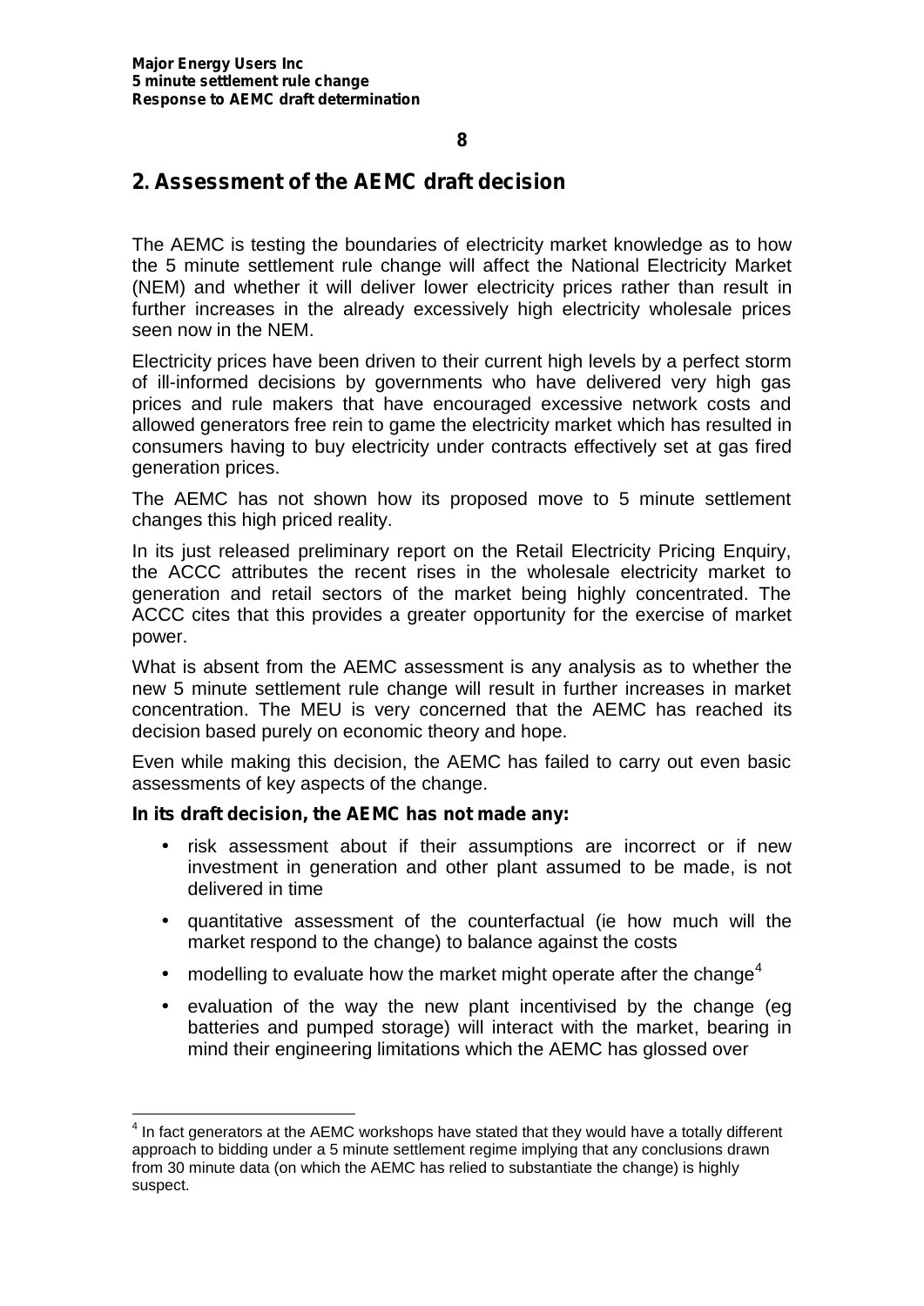## 2. Assessment of the AEMC draft decision

The AEMC is testing the boundaries of electricity market knowledge as to how the 5 minute settlement rule change will affect the National Electricity Market (NEM) and whether it will deliver lower electricity prices rather than result in further increases in the already excessively high electricity wholesale prices seen now in the NEM.

Electricity prices have been driven to their current high levels by a perfect storm of ill-informed decisions by governments who have delivered very high gas prices and rule makers that have encouraged excessive network costs and allowed generators free rein to game the electricity market which has resulted in consumers having to buy electricity under contracts effectively set at gas fired generation prices.

The AEMC has not shown how its proposed move to 5 minute settlement changes this high priced reality.

In its just released preliminary report on the Retail Electricity Pricing Enquiry, the ACCC attributes the recent rises in the wholesale electricity market to generation and retail sectors of the market being highly concentrated. The ACCC cites that this provides a greater opportunity for the exercise of market power.

What is absent from the AEMC assessment is any analysis as to whether the new 5 minute settlement rule change will result in further increases in market concentration. The MEU is very concerned that the AEMC has reached its decision based purely on economic theory and hope.

Even while making this decision, the AEMC has failed to carry out even basic assessments of key aspects of the change.

**In its draft decision, the AEMC has not made any:**

- risk assessment about if their assumptions are incorrect or if new investment in generation and other plant assumed to be made, is not delivered in time
- quantitative assessment of the counterfactual (ie how much will the market respond to the change) to balance against the costs
- modelling to evaluate how the market might operate after the change[4]
- evaluation of the way the new plant incentivised by the change (eg batteries and pumped storage) will interact with the market, bearing in mind their engineering limitations which the AEMC has glossed over

[4] In fact generators at the AEMC workshops have stated that they would have a totally different approach to bidding under a 5 minute settlement regime implying that any conclusions drawn from 30 minute data (on which the AEMC has relied to substantiate the change) is highly suspect.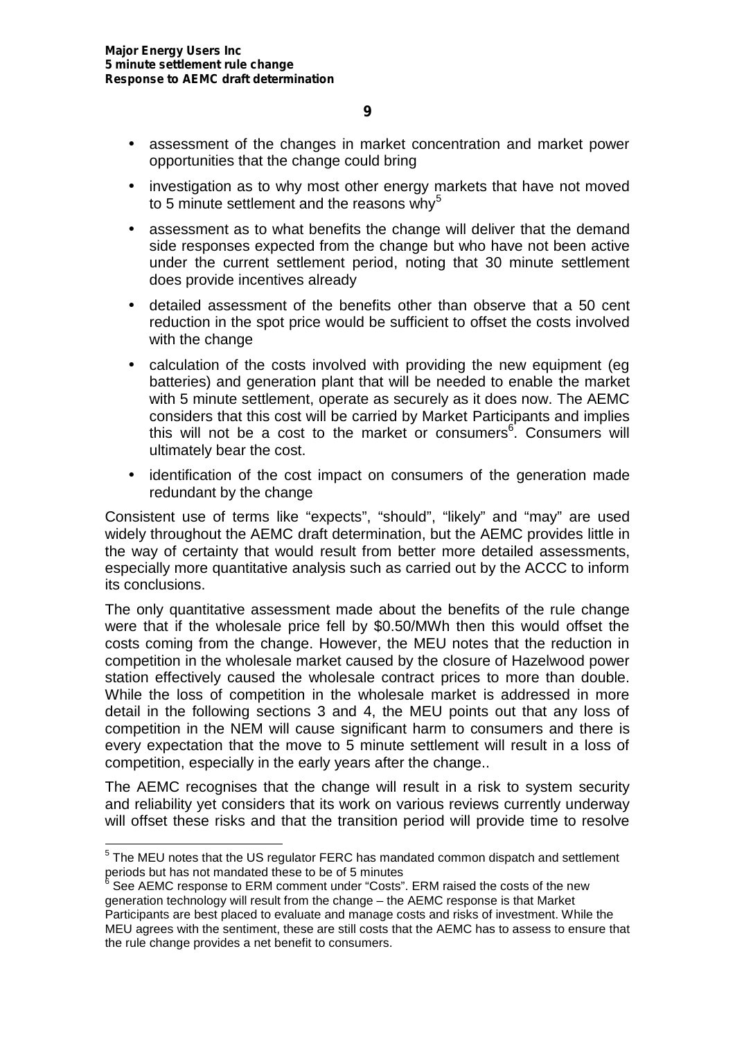- assessment of the changes in market concentration and market power opportunities that the change could bring
- investigation as to why most other energy markets that have not moved to 5 minute settlement and the reasons why[5]
- assessment as to what benefits the change will deliver that the demand side responses expected from the change but who have not been active under the current settlement period, noting that 30 minute settlement does provide incentives already
- detailed assessment of the benefits other than observe that a 50 cent reduction in the spot price would be sufficient to offset the costs involved with the change
- calculation of the costs involved with providing the new equipment (eg batteries) and generation plant that will be needed to enable the market with 5 minute settlement, operate as securely as it does now. The AEMC considers that this cost will be carried by Market Participants and implies this will not be a cost to the market or consumers[6]. Consumers will ultimately bear the cost.
- identification of the cost impact on consumers of the generation made redundant by the change

Consistent use of terms like "expects", "should", "likely" and "may" are used widely throughout the AEMC draft determination, but the AEMC provides little in the way of certainty that would result from better more detailed assessments, especially more quantitative analysis such as carried out by the ACCC to inform its conclusions.

The only quantitative assessment made about the benefits of the rule change were that if the wholesale price fell by $0.50/MWh then this would offset the costs coming from the change. However, the MEU notes that the reduction in competition in the wholesale market caused by the closure of Hazelwood power station effectively caused the wholesale contract prices to more than double. While the loss of competition in the wholesale market is addressed in more detail in the following sections 3 and 4, the MEU points out that any loss of competition in the NEM will cause significant harm to consumers and there is every expectation that the move to 5 minute settlement will result in a loss of competition, especially in the early years after the change..

The AEMC recognises that the change will result in a risk to system security and reliability yet considers that its work on various reviews currently underway will offset these risks and that the transition period will provide time to resolve

---

[5] The MEU notes that the US regulator FERC has mandated common dispatch and settlement periods but has not mandated these to be of 5 minutes

[6] See AEMC response to ERM comment under "Costs". ERM raised the costs of the new generation technology will result from the change – the AEMC response is that Market Participants are best placed to evaluate and manage costs and risks of investment. While the MEU agrees with the sentiment, these are still costs that the AEMC has to assess to ensure that the rule change provides a net benefit to consumers.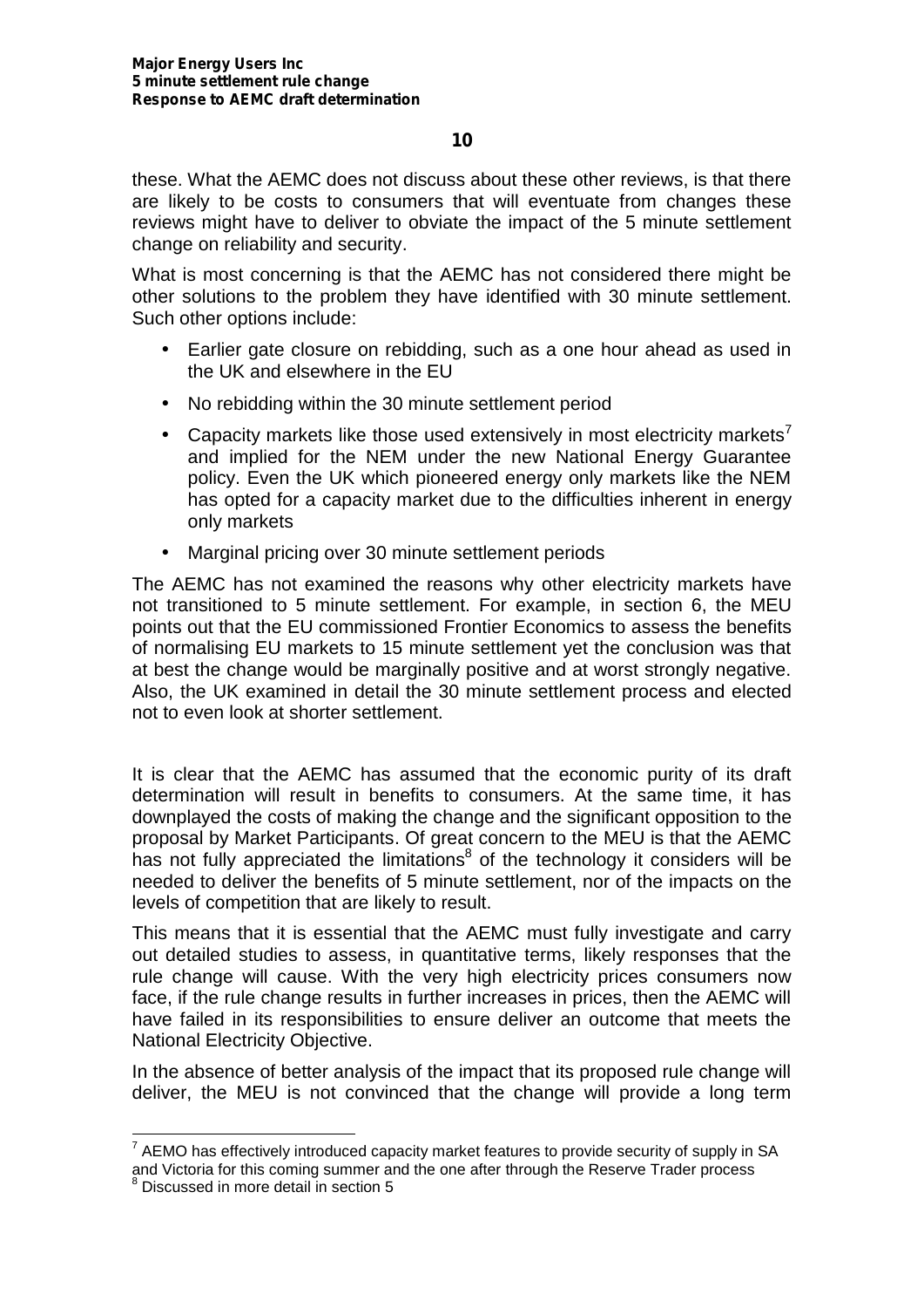these. What the AEMC does not discuss about these other reviews, is that there are likely to be costs to consumers that will eventuate from changes these reviews might have to deliver to obviate the impact of the 5 minute settlement change on reliability and security.

What is most concerning is that the AEMC has not considered there might be other solutions to the problem they have identified with 30 minute settlement. Such other options include:

- Earlier gate closure on rebidding, such as a one hour ahead as used in the UK and elsewhere in the EU
- No rebidding within the 30 minute settlement period
- Capacity markets like those used extensively in most electricity markets[7] and implied for the NEM under the new National Energy Guarantee policy. Even the UK which pioneered energy only markets like the NEM has opted for a capacity market due to the difficulties inherent in energy only markets
- Marginal pricing over 30 minute settlement periods

The AEMC has not examined the reasons why other electricity markets have not transitioned to 5 minute settlement. For example, in section 6, the MEU points out that the EU commissioned Frontier Economics to assess the benefits of normalising EU markets to 15 minute settlement yet the conclusion was that at best the change would be marginally positive and at worst strongly negative. Also, the UK examined in detail the 30 minute settlement process and elected not to even look at shorter settlement.

It is clear that the AEMC has assumed that the economic purity of its draft determination will result in benefits to consumers. At the same time, it has downplayed the costs of making the change and the significant opposition to the proposal by Market Participants. Of great concern to the MEU is that the AEMC has not fully appreciated the limitations[8] of the technology it considers will be needed to deliver the benefits of 5 minute settlement, nor of the impacts on the levels of competition that are likely to result.

This means that it is essential that the AEMC must fully investigate and carry out detailed studies to assess, in quantitative terms, likely responses that the rule change will cause. With the very high electricity prices consumers now face, if the rule change results in further increases in prices, then the AEMC will have failed in its responsibilities to ensure deliver an outcome that meets the National Electricity Objective.

In the absence of better analysis of the impact that its proposed rule change will deliver, the MEU is not convinced that the change will provide a long term

[7] AEMO has effectively introduced capacity market features to provide security of supply in SA and Victoria for this coming summer and the one after through the Reserve Trader process

[8] Discussed in more detail in section 5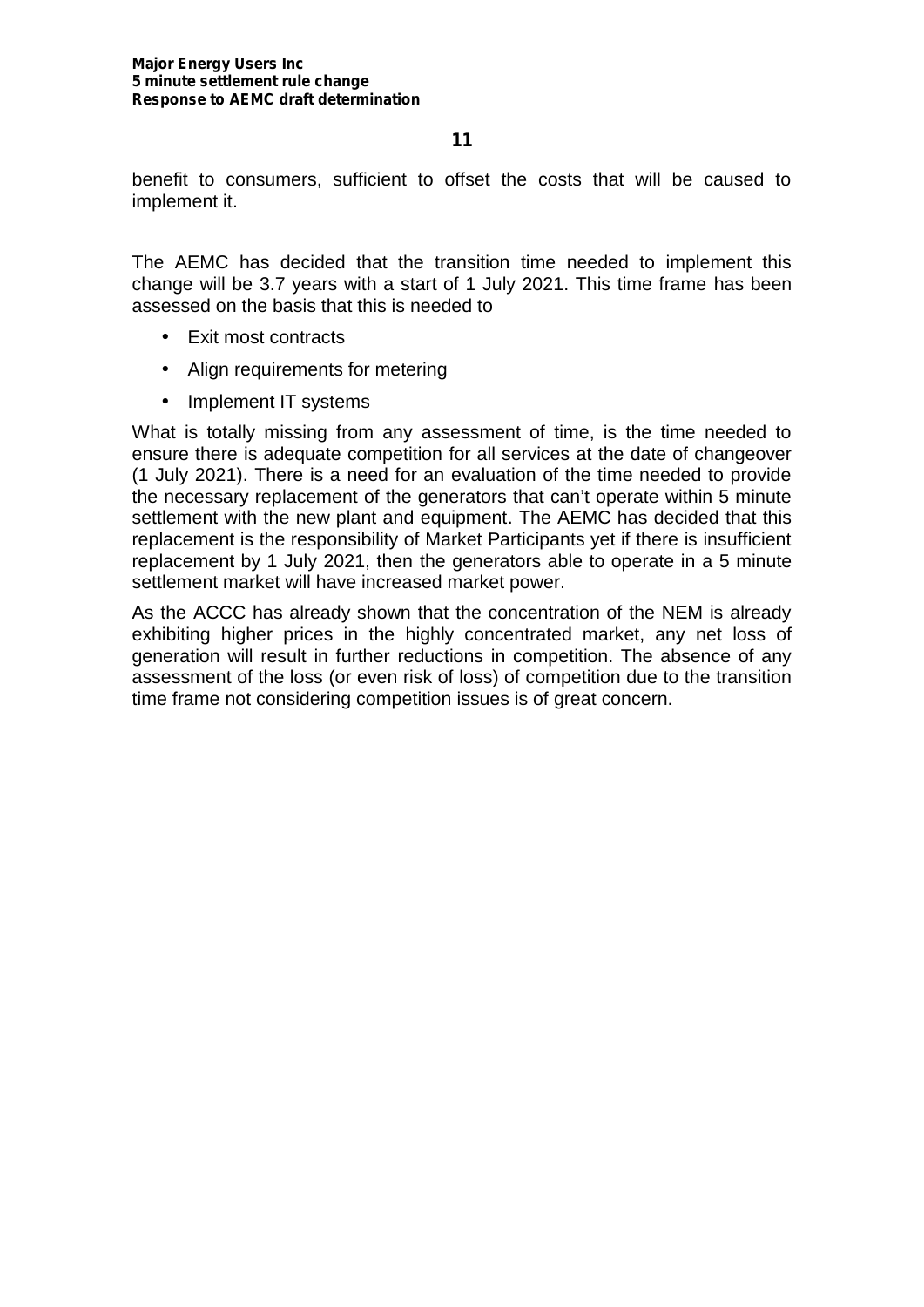benefit to consumers, sufficient to offset the costs that will be caused to implement it.

The AEMC has decided that the transition time needed to implement this change will be 3.7 years with a start of 1 July 2021. This time frame has been assessed on the basis that this is needed to

- Exit most contracts
- Align requirements for metering
- Implement IT systems

What is totally missing from any assessment of time, is the time needed to ensure there is adequate competition for all services at the date of changeover (1 July 2021). There is a need for an evaluation of the time needed to provide the necessary replacement of the generators that can't operate within 5 minute settlement with the new plant and equipment. The AEMC has decided that this replacement is the responsibility of Market Participants yet if there is insufficient replacement by 1 July 2021, then the generators able to operate in a 5 minute settlement market will have increased market power.

As the ACCC has already shown that the concentration of the NEM is already exhibiting higher prices in the highly concentrated market, any net loss of generation will result in further reductions in competition. The absence of any assessment of the loss (or even risk of loss) of competition due to the transition time frame not considering competition issues is of great concern.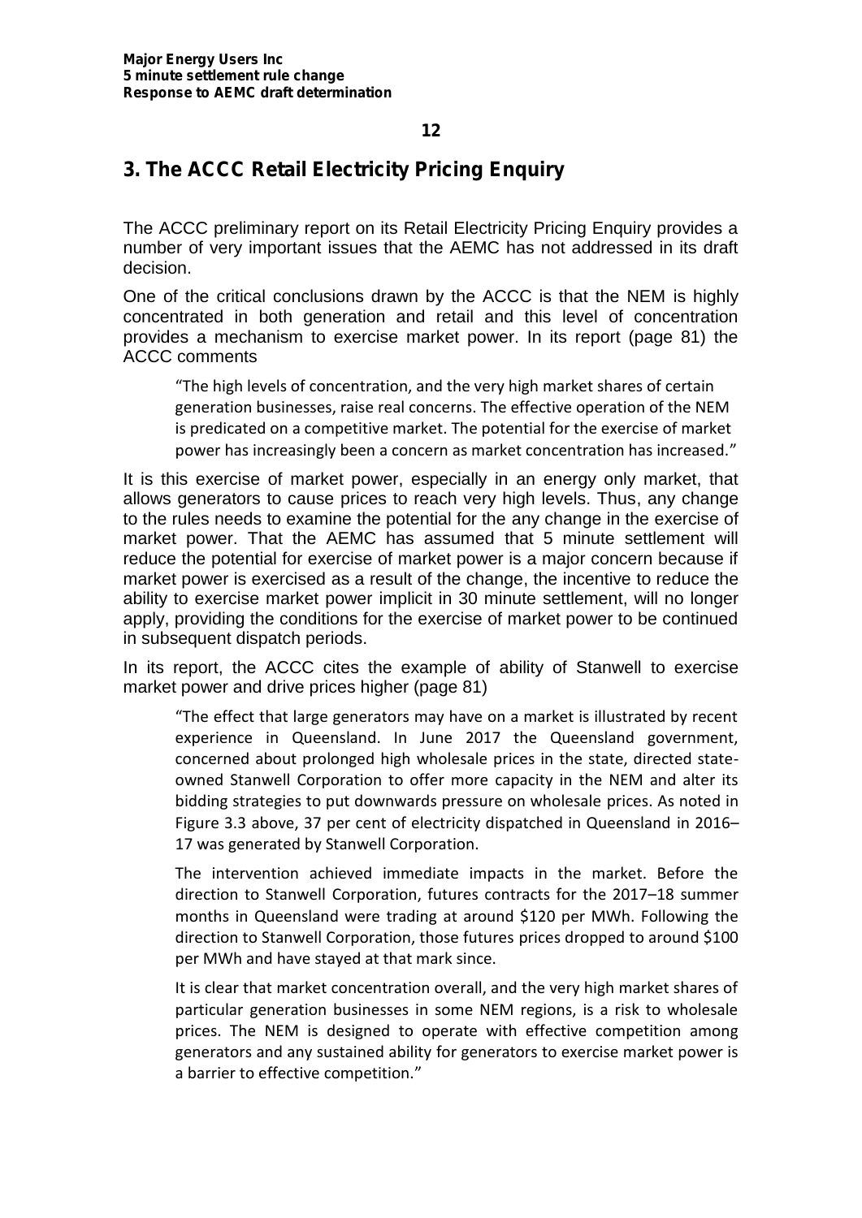## 3. The ACCC Retail Electricity Pricing Enquiry

The ACCC preliminary report on its Retail Electricity Pricing Enquiry provides a number of very important issues that the AEMC has not addressed in its draft decision.

One of the critical conclusions drawn by the ACCC is that the NEM is highly concentrated in both generation and retail and this level of concentration provides a mechanism to exercise market power. In its report (page 81) the ACCC comments

> "The high levels of concentration, and the very high market shares of certain generation businesses, raise real concerns. The effective operation of the NEM is predicated on a competitive market. The potential for the exercise of market power has increasingly been a concern as market concentration has increased."

It is this exercise of market power, especially in an energy only market, that allows generators to cause prices to reach very high levels. Thus, any change to the rules needs to examine the potential for the any change in the exercise of market power. That the AEMC has assumed that 5 minute settlement will reduce the potential for exercise of market power is a major concern because if market power is exercised as a result of the change, the incentive to reduce the ability to exercise market power implicit in 30 minute settlement, will no longer apply, providing the conditions for the exercise of market power to be continued in subsequent dispatch periods.

In its report, the ACCC cites the example of ability of Stanwell to exercise market power and drive prices higher (page 81)

> "The effect that large generators may have on a market is illustrated by recent experience in Queensland. In June 2017 the Queensland government, concerned about prolonged high wholesale prices in the state, directed state-owned Stanwell Corporation to offer more capacity in the NEM and alter its bidding strategies to put downwards pressure on wholesale prices. As noted in Figure 3.3 above, 37 per cent of electricity dispatched in Queensland in 2016–17 was generated by Stanwell Corporation.
>
> The intervention achieved immediate impacts in the market. Before the direction to Stanwell Corporation, futures contracts for the 2017–18 summer months in Queensland were trading at around $120 per MWh. Following the direction to Stanwell Corporation, those futures prices dropped to around $100 per MWh and have stayed at that mark since.
>
> It is clear that market concentration overall, and the very high market shares of particular generation businesses in some NEM regions, is a risk to wholesale prices. The NEM is designed to operate with effective competition among generators and any sustained ability for generators to exercise market power is a barrier to effective competition."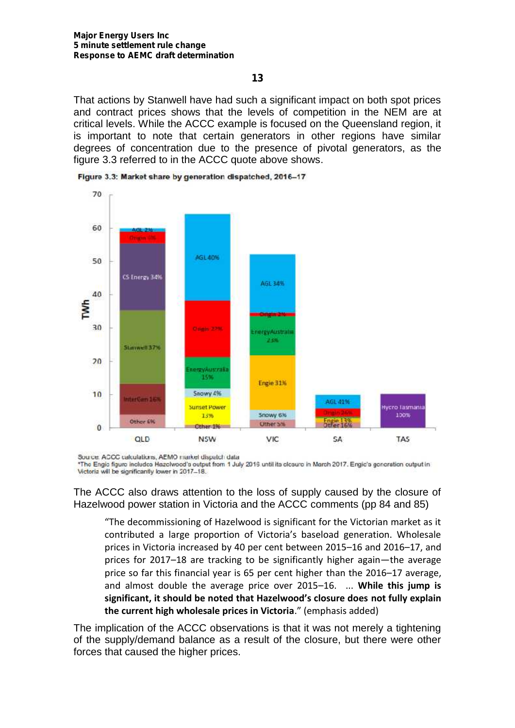That actions by Stanwell have had such a significant impact on both spot prices and contract prices shows that the levels of competition in the NEM are at critical levels. While the ACCC example is focused on the Queensland region, it is important to note that certain generators in other regions have similar degrees of concentration due to the presence of pivotal generators, as the figure 3.3 referred to in the ACCC quote above shows.

**Figure 3.3: Market share by generation dispatched, 2016–17**

Source: ACCC calculations, AEMO market dispatch data
*The Engie figure includes Hazelwood's output from 1 July 2016 until its closure in March 2017. Engie's generation output in Victoria will be significantly lower in 2017–18.

The ACCC also draws attention to the loss of supply caused by the closure of Hazelwood power station in Victoria and the ACCC comments (pp 84 and 85)

> "The decommissioning of Hazelwood is significant for the Victorian market as it contributed a large proportion of Victoria's baseload generation. Wholesale prices in Victoria increased by 40 per cent between 2015–16 and 2016–17, and prices for 2017–18 are tracking to be significantly higher again—the average price so far this financial year is 65 per cent higher than the 2016–17 average, and almost double the average price over 2015–16. ... **While this jump is significant, it should be noted that Hazelwood's closure does not fully explain the current high wholesale prices in Victoria**." (emphasis added)

The implication of the ACCC observations is that it was not merely a tightening of the supply/demand balance as a result of the closure, but there were other forces that caused the higher prices.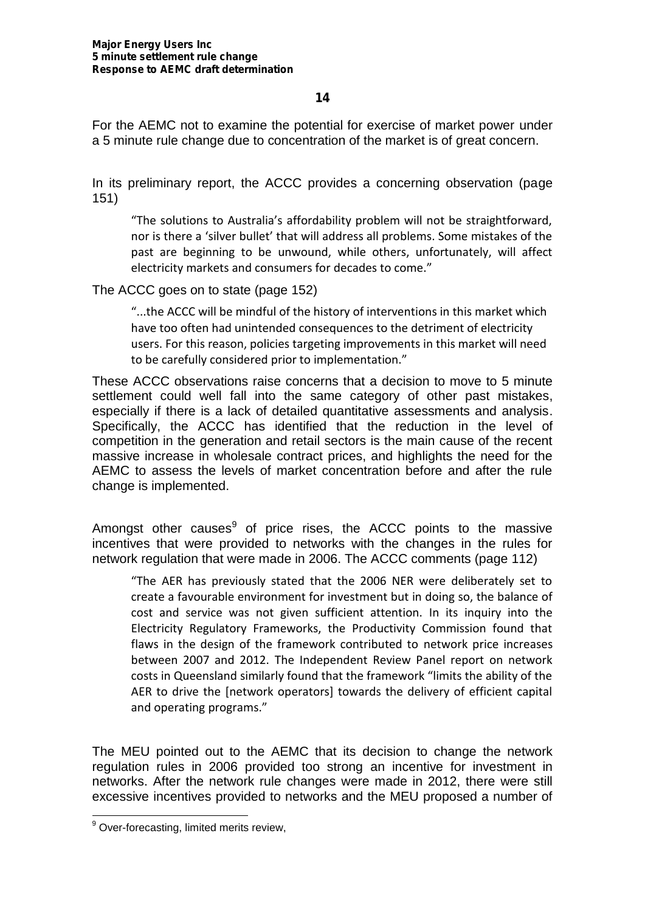For the AEMC not to examine the potential for exercise of market power under a 5 minute rule change due to concentration of the market is of great concern.

In its preliminary report, the ACCC provides a concerning observation (page 151)

> "The solutions to Australia's affordability problem will not be straightforward, nor is there a 'silver bullet' that will address all problems. Some mistakes of the past are beginning to be unwound, while others, unfortunately, will affect electricity markets and consumers for decades to come."

The ACCC goes on to state (page 152)

> "...the ACCC will be mindful of the history of interventions in this market which have too often had unintended consequences to the detriment of electricity users. For this reason, policies targeting improvements in this market will need to be carefully considered prior to implementation."

These ACCC observations raise concerns that a decision to move to 5 minute settlement could well fall into the same category of other past mistakes, especially if there is a lack of detailed quantitative assessments and analysis. Specifically, the ACCC has identified that the reduction in the level of competition in the generation and retail sectors is the main cause of the recent massive increase in wholesale contract prices, and highlights the need for the AEMC to assess the levels of market concentration before and after the rule change is implemented.

Amongst other causes[9] of price rises, the ACCC points to the massive incentives that were provided to networks with the changes in the rules for network regulation that were made in 2006. The ACCC comments (page 112)

> "The AER has previously stated that the 2006 NER were deliberately set to create a favourable environment for investment but in doing so, the balance of cost and service was not given sufficient attention. In its inquiry into the Electricity Regulatory Frameworks, the Productivity Commission found that flaws in the design of the framework contributed to network price increases between 2007 and 2012. The Independent Review Panel report on network costs in Queensland similarly found that the framework "limits the ability of the AER to drive the [network operators] towards the delivery of efficient capital and operating programs."

The MEU pointed out to the AEMC that its decision to change the network regulation rules in 2006 provided too strong an incentive for investment in networks. After the network rule changes were made in 2012, there were still excessive incentives provided to networks and the MEU proposed a number of

[9] Over-forecasting, limited merits review,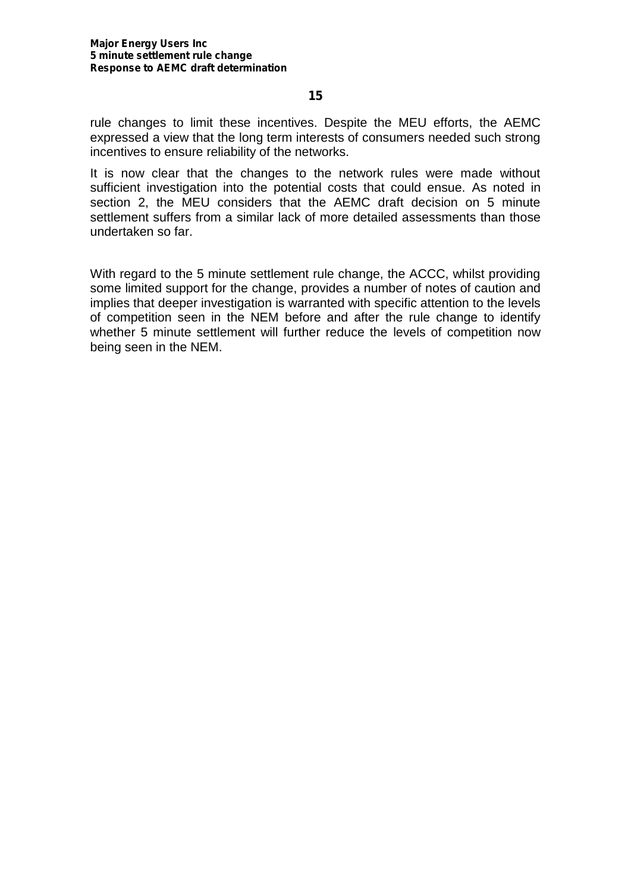rule changes to limit these incentives. Despite the MEU efforts, the AEMC expressed a view that the long term interests of consumers needed such strong incentives to ensure reliability of the networks.

It is now clear that the changes to the network rules were made without sufficient investigation into the potential costs that could ensue. As noted in section 2, the MEU considers that the AEMC draft decision on 5 minute settlement suffers from a similar lack of more detailed assessments than those undertaken so far.

With regard to the 5 minute settlement rule change, the ACCC, whilst providing some limited support for the change, provides a number of notes of caution and implies that deeper investigation is warranted with specific attention to the levels of competition seen in the NEM before and after the rule change to identify whether 5 minute settlement will further reduce the levels of competition now being seen in the NEM.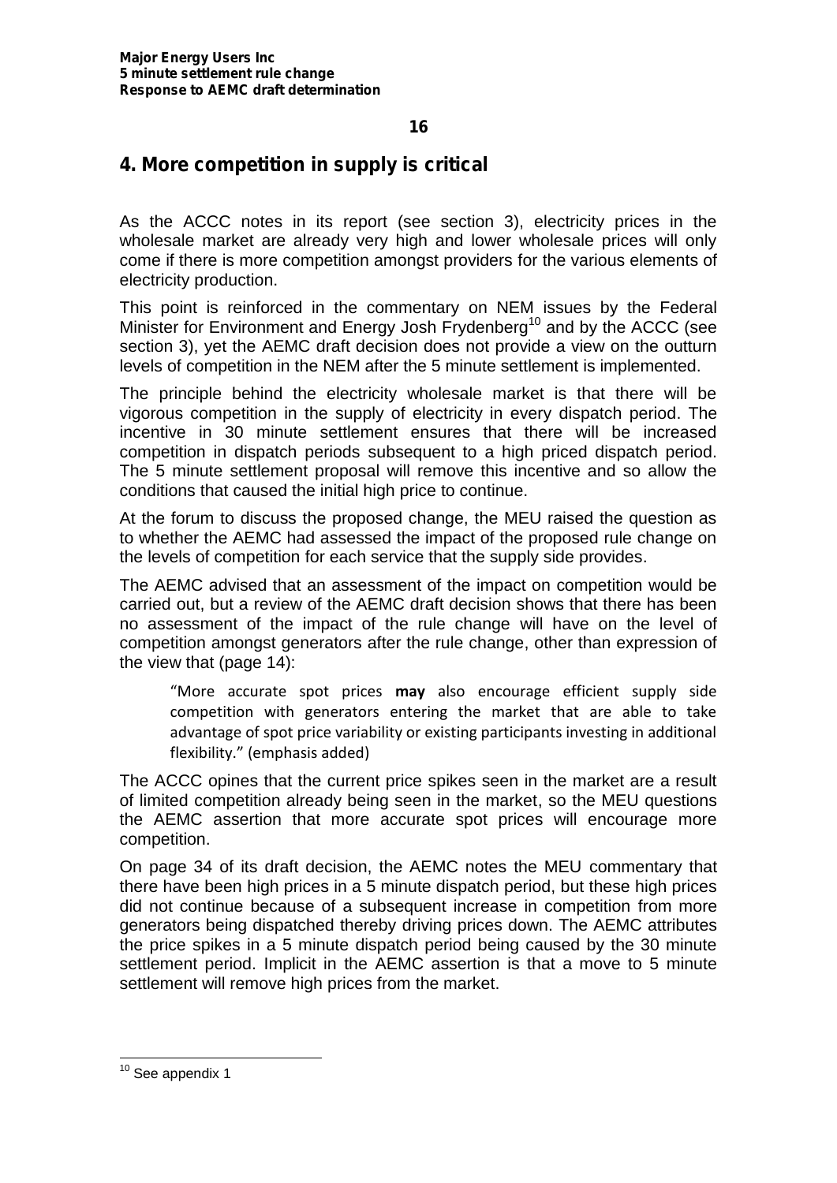## 4. More competition in supply is critical

As the ACCC notes in its report (see section 3), electricity prices in the wholesale market are already very high and lower wholesale prices will only come if there is more competition amongst providers for the various elements of electricity production.

This point is reinforced in the commentary on NEM issues by the Federal Minister for Environment and Energy Josh Frydenberg[10] and by the ACCC (see section 3), yet the AEMC draft decision does not provide a view on the outturn levels of competition in the NEM after the 5 minute settlement is implemented.

The principle behind the electricity wholesale market is that there will be vigorous competition in the supply of electricity in every dispatch period. The incentive in 30 minute settlement ensures that there will be increased competition in dispatch periods subsequent to a high priced dispatch period. The 5 minute settlement proposal will remove this incentive and so allow the conditions that caused the initial high price to continue.

At the forum to discuss the proposed change, the MEU raised the question as to whether the AEMC had assessed the impact of the proposed rule change on the levels of competition for each service that the supply side provides.

The AEMC advised that an assessment of the impact on competition would be carried out, but a review of the AEMC draft decision shows that there has been no assessment of the impact of the rule change will have on the level of competition amongst generators after the rule change, other than expression of the view that (page 14):

> "More accurate spot prices **may** also encourage efficient supply side competition with generators entering the market that are able to take advantage of spot price variability or existing participants investing in additional flexibility." (emphasis added)

The ACCC opines that the current price spikes seen in the market are a result of limited competition already being seen in the market, so the MEU questions the AEMC assertion that more accurate spot prices will encourage more competition.

On page 34 of its draft decision, the AEMC notes the MEU commentary that there have been high prices in a 5 minute dispatch period, but these high prices did not continue because of a subsequent increase in competition from more generators being dispatched thereby driving prices down. The AEMC attributes the price spikes in a 5 minute dispatch period being caused by the 30 minute settlement period. Implicit in the AEMC assertion is that a move to 5 minute settlement will remove high prices from the market.

---

[10] See appendix 1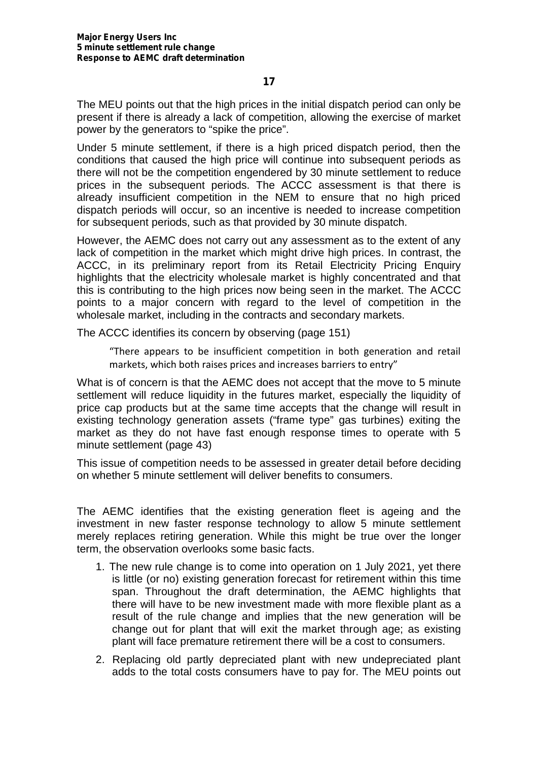The MEU points out that the high prices in the initial dispatch period can only be present if there is already a lack of competition, allowing the exercise of market power by the generators to "spike the price".

Under 5 minute settlement, if there is a high priced dispatch period, then the conditions that caused the high price will continue into subsequent periods as there will not be the competition engendered by 30 minute settlement to reduce prices in the subsequent periods. The ACCC assessment is that there is already insufficient competition in the NEM to ensure that no high priced dispatch periods will occur, so an incentive is needed to increase competition for subsequent periods, such as that provided by 30 minute dispatch.

However, the AEMC does not carry out any assessment as to the extent of any lack of competition in the market which might drive high prices. In contrast, the ACCC, in its preliminary report from its Retail Electricity Pricing Enquiry highlights that the electricity wholesale market is highly concentrated and that this is contributing to the high prices now being seen in the market. The ACCC points to a major concern with regard to the level of competition in the wholesale market, including in the contracts and secondary markets.

The ACCC identifies its concern by observing (page 151)

> "There appears to be insufficient competition in both generation and retail markets, which both raises prices and increases barriers to entry"

What is of concern is that the AEMC does not accept that the move to 5 minute settlement will reduce liquidity in the futures market, especially the liquidity of price cap products but at the same time accepts that the change will result in existing technology generation assets ("frame type" gas turbines) exiting the market as they do not have fast enough response times to operate with 5 minute settlement (page 43)

This issue of competition needs to be assessed in greater detail before deciding on whether 5 minute settlement will deliver benefits to consumers.

The AEMC identifies that the existing generation fleet is ageing and the investment in new faster response technology to allow 5 minute settlement merely replaces retiring generation. While this might be true over the longer term, the observation overlooks some basic facts.

1. The new rule change is to come into operation on 1 July 2021, yet there is little (or no) existing generation forecast for retirement within this time span. Throughout the draft determination, the AEMC highlights that there will have to be new investment made with more flexible plant as a result of the rule change and implies that the new generation will be change out for plant that will exit the market through age; as existing plant will face premature retirement there will be a cost to consumers.
2. Replacing old partly depreciated plant with new undepreciated plant adds to the total costs consumers have to pay for. The MEU points out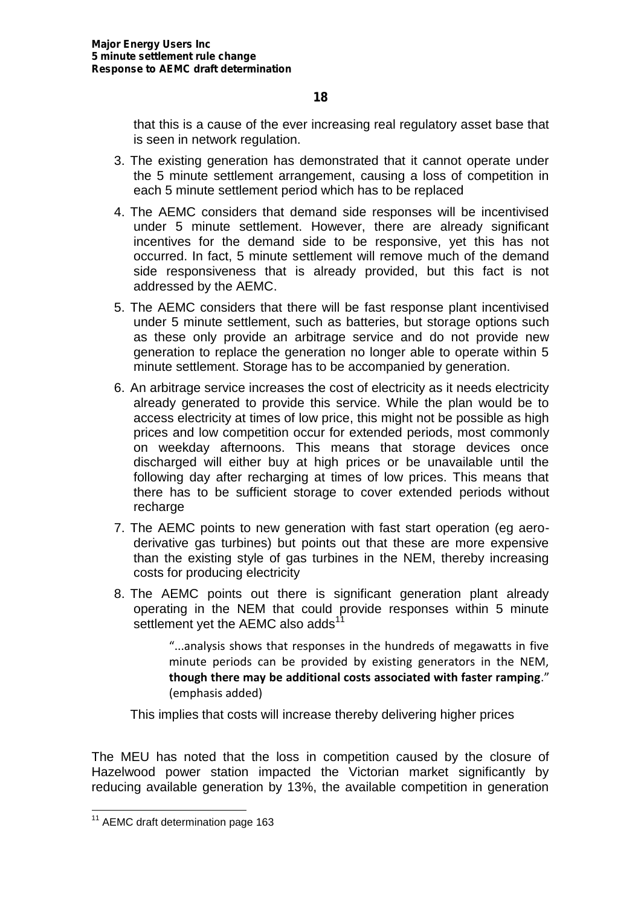that this is a cause of the ever increasing real regulatory asset base that is seen in network regulation.

3. The existing generation has demonstrated that it cannot operate under the 5 minute settlement arrangement, causing a loss of competition in each 5 minute settlement period which has to be replaced
4. The AEMC considers that demand side responses will be incentivised under 5 minute settlement. However, there are already significant incentives for the demand side to be responsive, yet this has not occurred. In fact, 5 minute settlement will remove much of the demand side responsiveness that is already provided, but this fact is not addressed by the AEMC.
5. The AEMC considers that there will be fast response plant incentivised under 5 minute settlement, such as batteries, but storage options such as these only provide an arbitrage service and do not provide new generation to replace the generation no longer able to operate within 5 minute settlement. Storage has to be accompanied by generation.
6. An arbitrage service increases the cost of electricity as it needs electricity already generated to provide this service. While the plan would be to access electricity at times of low price, this might not be possible as high prices and low competition occur for extended periods, most commonly on weekday afternoons. This means that storage devices once discharged will either buy at high prices or be unavailable until the following day after recharging at times of low prices. This means that there has to be sufficient storage to cover extended periods without recharge
7. The AEMC points to new generation with fast start operation (eg aero-derivative gas turbines) but points out that these are more expensive than the existing style of gas turbines in the NEM, thereby increasing costs for producing electricity
8. The AEMC points out there is significant generation plant already operating in the NEM that could provide responses within 5 minute settlement yet the AEMC also adds[11]

   > "...analysis shows that responses in the hundreds of megawatts in five minute periods can be provided by existing generators in the NEM, **though there may be additional costs associated with faster ramping**." (emphasis added)

   This implies that costs will increase thereby delivering higher prices

The MEU has noted that the loss in competition caused by the closure of Hazelwood power station impacted the Victorian market significantly by reducing available generation by 13%, the available competition in generation

[11] AEMC draft determination page 163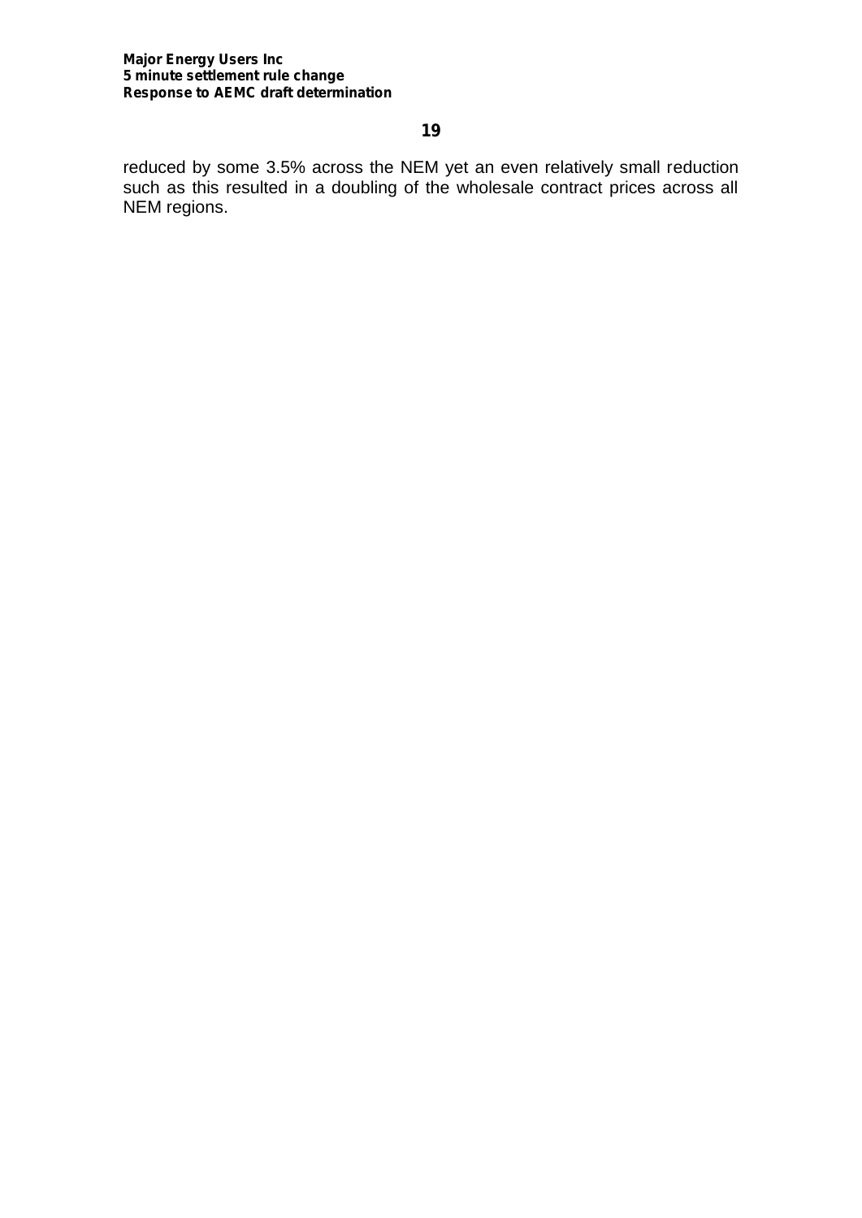reduced by some 3.5% across the NEM yet an even relatively small reduction such as this resulted in a doubling of the wholesale contract prices across all NEM regions.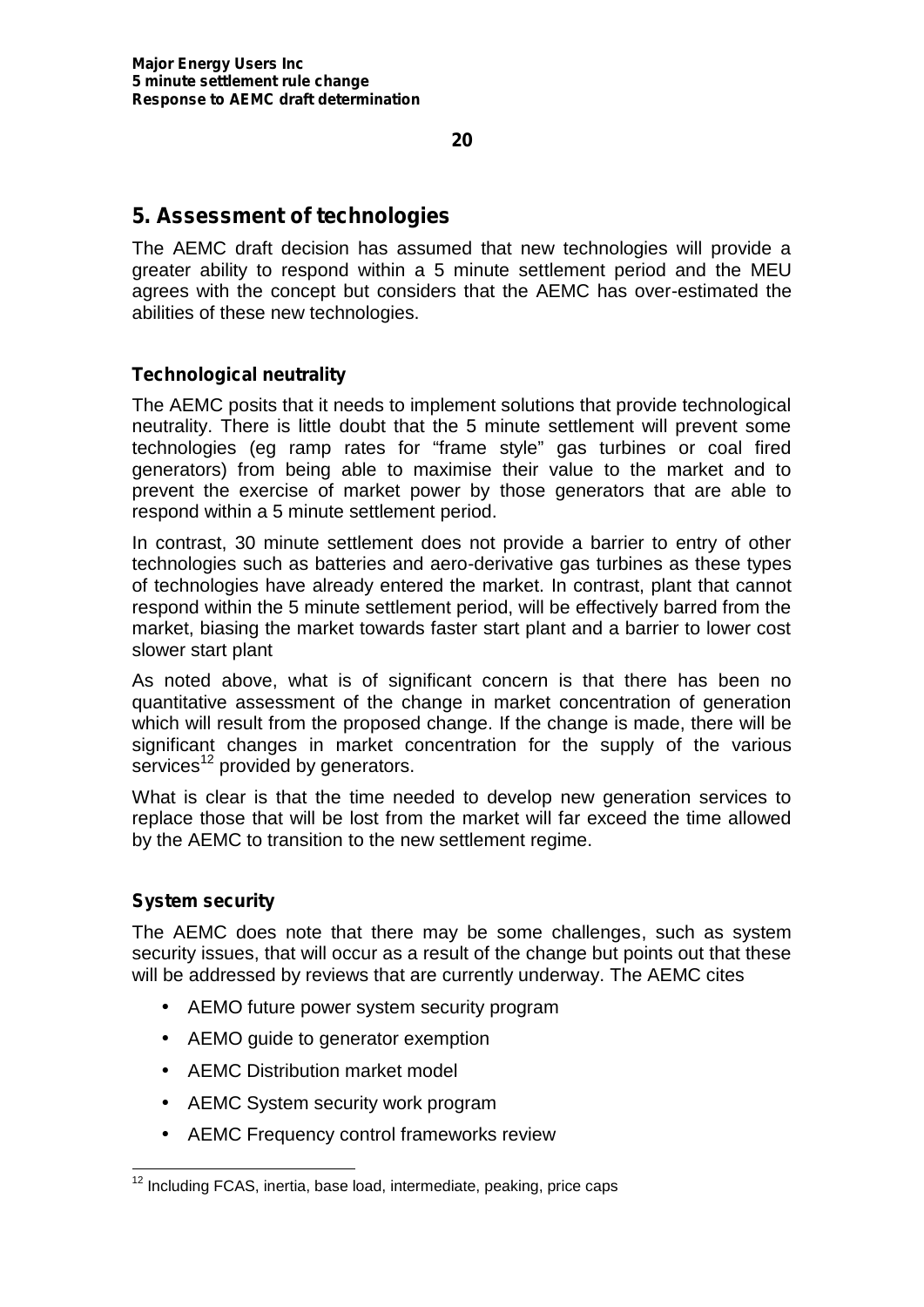## 5. Assessment of technologies

The AEMC draft decision has assumed that new technologies will provide a greater ability to respond within a 5 minute settlement period and the MEU agrees with the concept but considers that the AEMC has over-estimated the abilities of these new technologies.

### Technological neutrality

The AEMC posits that it needs to implement solutions that provide technological neutrality. There is little doubt that the 5 minute settlement will prevent some technologies (eg ramp rates for "frame style" gas turbines or coal fired generators) from being able to maximise their value to the market and to prevent the exercise of market power by those generators that are able to respond within a 5 minute settlement period.

In contrast, 30 minute settlement does not provide a barrier to entry of other technologies such as batteries and aero-derivative gas turbines as these types of technologies have already entered the market. In contrast, plant that cannot respond within the 5 minute settlement period, will be effectively barred from the market, biasing the market towards faster start plant and a barrier to lower cost slower start plant

As noted above, what is of significant concern is that there has been no quantitative assessment of the change in market concentration of generation which will result from the proposed change. If the change is made, there will be significant changes in market concentration for the supply of the various services[12] provided by generators.

What is clear is that the time needed to develop new generation services to replace those that will be lost from the market will far exceed the time allowed by the AEMC to transition to the new settlement regime.

### System security

The AEMC does note that there may be some challenges, such as system security issues, that will occur as a result of the change but points out that these will be addressed by reviews that are currently underway. The AEMC cites

- AEMO future power system security program
- AEMO guide to generator exemption
- AEMC Distribution market model
- AEMC System security work program
- AEMC Frequency control frameworks review

[12] Including FCAS, inertia, base load, intermediate, peaking, price caps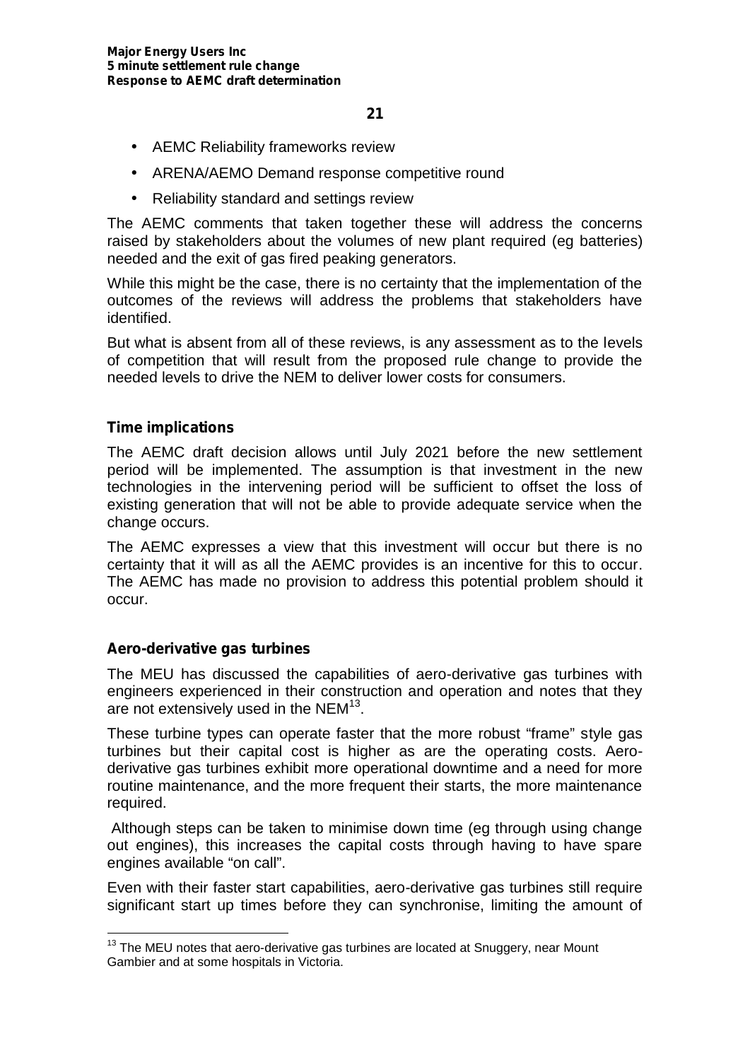- AEMC Reliability frameworks review
- ARENA/AEMO Demand response competitive round
- Reliability standard and settings review

The AEMC comments that taken together these will address the concerns raised by stakeholders about the volumes of new plant required (eg batteries) needed and the exit of gas fired peaking generators.

While this might be the case, there is no certainty that the implementation of the outcomes of the reviews will address the problems that stakeholders have identified.

But what is absent from all of these reviews, is any assessment as to the levels of competition that will result from the proposed rule change to provide the needed levels to drive the NEM to deliver lower costs for consumers.

**Time implications**

The AEMC draft decision allows until July 2021 before the new settlement period will be implemented. The assumption is that investment in the new technologies in the intervening period will be sufficient to offset the loss of existing generation that will not be able to provide adequate service when the change occurs.

The AEMC expresses a view that this investment will occur but there is no certainty that it will as all the AEMC provides is an incentive for this to occur. The AEMC has made no provision to address this potential problem should it occur.

**Aero-derivative gas turbines**

The MEU has discussed the capabilities of aero-derivative gas turbines with engineers experienced in their construction and operation and notes that they are not extensively used in the NEM[13].

These turbine types can operate faster that the more robust "frame" style gas turbines but their capital cost is higher as are the operating costs. Aero-derivative gas turbines exhibit more operational downtime and a need for more routine maintenance, and the more frequent their starts, the more maintenance required.

Although steps can be taken to minimise down time (eg through using change out engines), this increases the capital costs through having to have spare engines available "on call".

Even with their faster start capabilities, aero-derivative gas turbines still require significant start up times before they can synchronise, limiting the amount of

[13] The MEU notes that aero-derivative gas turbines are located at Snuggery, near Mount Gambier and at some hospitals in Victoria.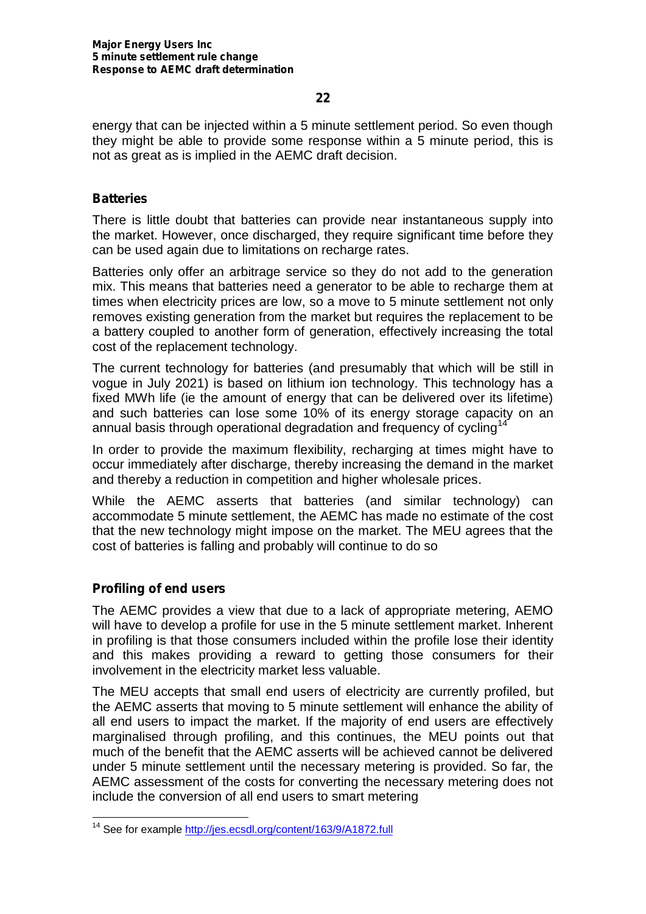energy that can be injected within a 5 minute settlement period. So even though they might be able to provide some response within a 5 minute period, this is not as great as is implied in the AEMC draft decision.

**Batteries**

There is little doubt that batteries can provide near instantaneous supply into the market. However, once discharged, they require significant time before they can be used again due to limitations on recharge rates.

Batteries only offer an arbitrage service so they do not add to the generation mix. This means that batteries need a generator to be able to recharge them at times when electricity prices are low, so a move to 5 minute settlement not only removes existing generation from the market but requires the replacement to be a battery coupled to another form of generation, effectively increasing the total cost of the replacement technology.

The current technology for batteries (and presumably that which will be still in vogue in July 2021) is based on lithium ion technology. This technology has a fixed MWh life (ie the amount of energy that can be delivered over its lifetime) and such batteries can lose some 10% of its energy storage capacity on an annual basis through operational degradation and frequency of cycling[14]

In order to provide the maximum flexibility, recharging at times might have to occur immediately after discharge, thereby increasing the demand in the market and thereby a reduction in competition and higher wholesale prices.

While the AEMC asserts that batteries (and similar technology) can accommodate 5 minute settlement, the AEMC has made no estimate of the cost that the new technology might impose on the market. The MEU agrees that the cost of batteries is falling and probably will continue to do so

**Profiling of end users**

The AEMC provides a view that due to a lack of appropriate metering, AEMO will have to develop a profile for use in the 5 minute settlement market. Inherent in profiling is that those consumers included within the profile lose their identity and this makes providing a reward to getting those consumers for their involvement in the electricity market less valuable.

The MEU accepts that small end users of electricity are currently profiled, but the AEMC asserts that moving to 5 minute settlement will enhance the ability of all end users to impact the market. If the majority of end users are effectively marginalised through profiling, and this continues, the MEU points out that much of the benefit that the AEMC asserts will be achieved cannot be delivered under 5 minute settlement until the necessary metering is provided. So far, the AEMC assessment of the costs for converting the necessary metering does not include the conversion of all end users to smart metering

---

[14] See for example http://jes.ecsdl.org/content/163/9/A1872.full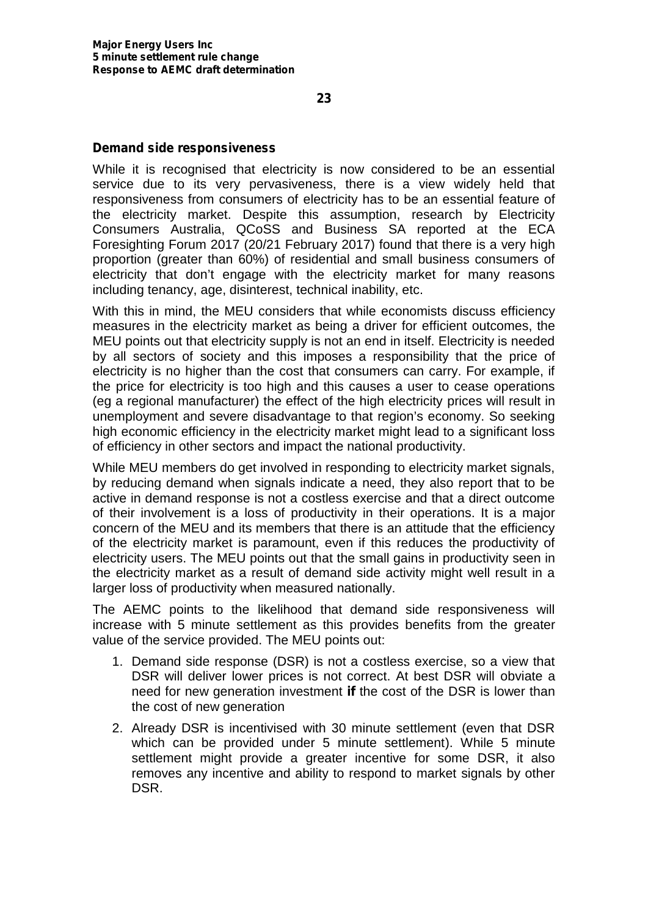## Demand side responsiveness

While it is recognised that electricity is now considered to be an essential service due to its very pervasiveness, there is a view widely held that responsiveness from consumers of electricity has to be an essential feature of the electricity market. Despite this assumption, research by Electricity Consumers Australia, QCoSS and Business SA reported at the ECA Foresighting Forum 2017 (20/21 February 2017) found that there is a very high proportion (greater than 60%) of residential and small business consumers of electricity that don't engage with the electricity market for many reasons including tenancy, age, disinterest, technical inability, etc.

With this in mind, the MEU considers that while economists discuss efficiency measures in the electricity market as being a driver for efficient outcomes, the MEU points out that electricity supply is not an end in itself. Electricity is needed by all sectors of society and this imposes a responsibility that the price of electricity is no higher than the cost that consumers can carry. For example, if the price for electricity is too high and this causes a user to cease operations (eg a regional manufacturer) the effect of the high electricity prices will result in unemployment and severe disadvantage to that region's economy. So seeking high economic efficiency in the electricity market might lead to a significant loss of efficiency in other sectors and impact the national productivity.

While MEU members do get involved in responding to electricity market signals, by reducing demand when signals indicate a need, they also report that to be active in demand response is not a costless exercise and that a direct outcome of their involvement is a loss of productivity in their operations. It is a major concern of the MEU and its members that there is an attitude that the efficiency of the electricity market is paramount, even if this reduces the productivity of electricity users. The MEU points out that the small gains in productivity seen in the electricity market as a result of demand side activity might well result in a larger loss of productivity when measured nationally.

The AEMC points to the likelihood that demand side responsiveness will increase with 5 minute settlement as this provides benefits from the greater value of the service provided. The MEU points out:

1. Demand side response (DSR) is not a costless exercise, so a view that DSR will deliver lower prices is not correct. At best DSR will obviate a need for new generation investment **if** the cost of the DSR is lower than the cost of new generation
2. Already DSR is incentivised with 30 minute settlement (even that DSR which can be provided under 5 minute settlement). While 5 minute settlement might provide a greater incentive for some DSR, it also removes any incentive and ability to respond to market signals by other DSR.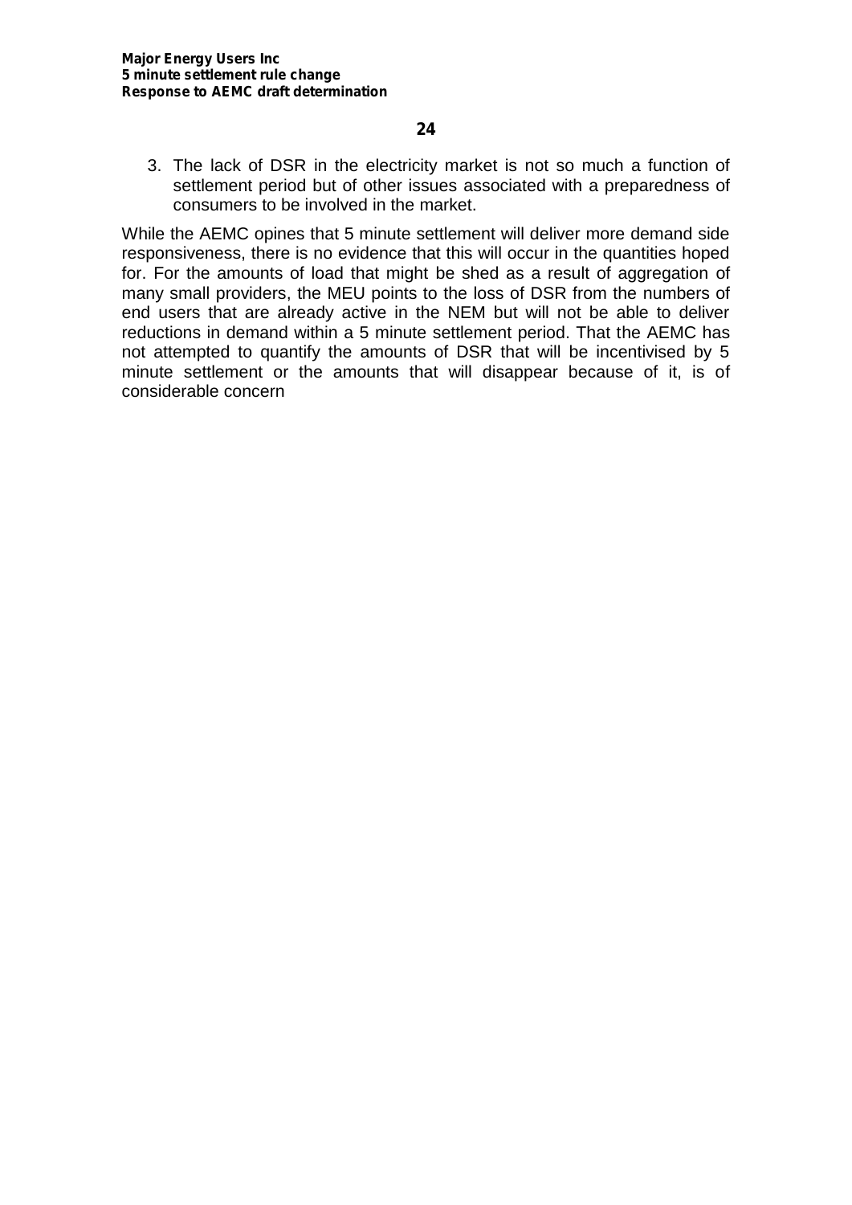3. The lack of DSR in the electricity market is not so much a function of settlement period but of other issues associated with a preparedness of consumers to be involved in the market.

While the AEMC opines that 5 minute settlement will deliver more demand side responsiveness, there is no evidence that this will occur in the quantities hoped for. For the amounts of load that might be shed as a result of aggregation of many small providers, the MEU points to the loss of DSR from the numbers of end users that are already active in the NEM but will not be able to deliver reductions in demand within a 5 minute settlement period. That the AEMC has not attempted to quantify the amounts of DSR that will be incentivised by 5 minute settlement or the amounts that will disappear because of it, is of considerable concern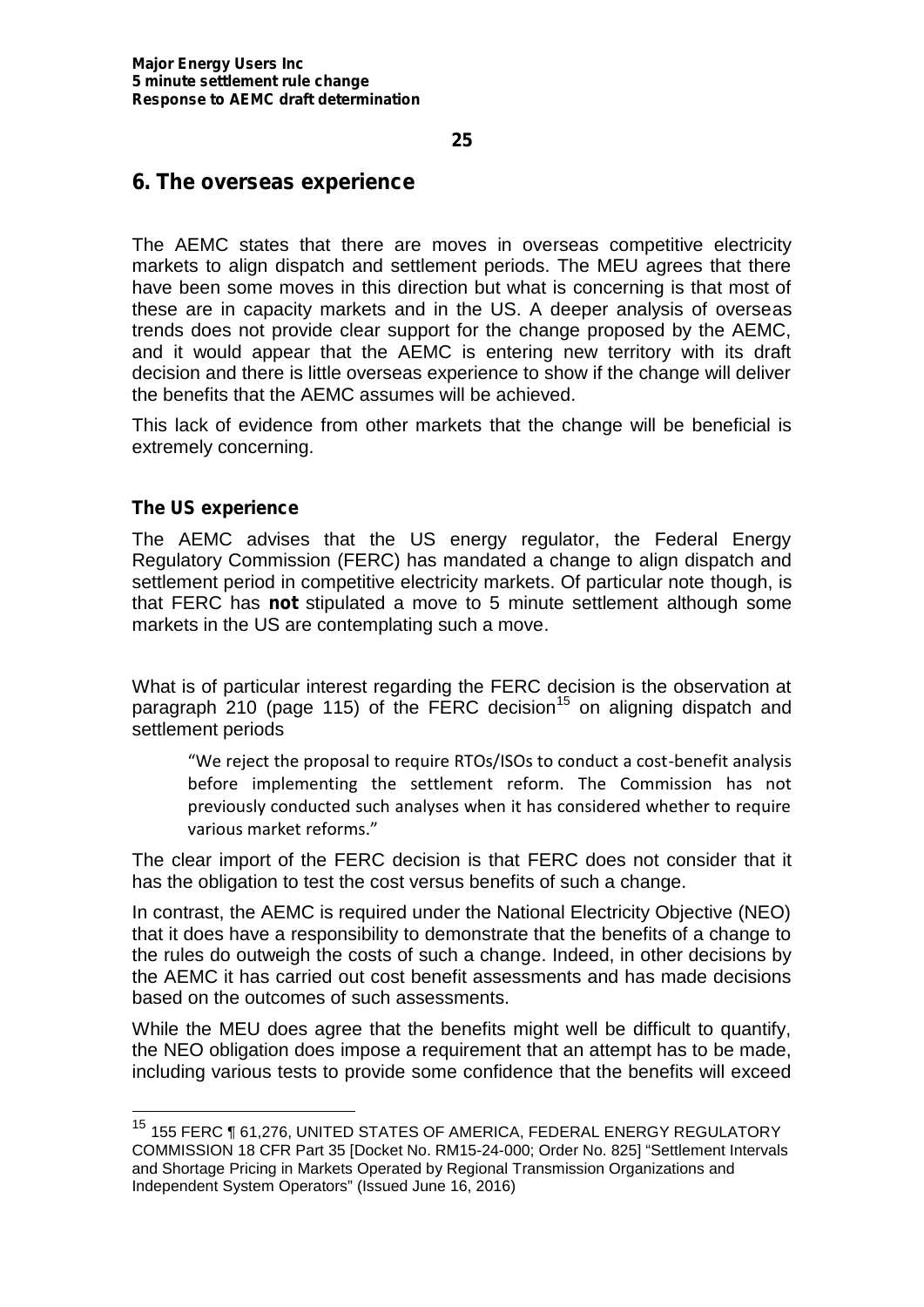## 6. The overseas experience

The AEMC states that there are moves in overseas competitive electricity markets to align dispatch and settlement periods. The MEU agrees that there have been some moves in this direction but what is concerning is that most of these are in capacity markets and in the US. A deeper analysis of overseas trends does not provide clear support for the change proposed by the AEMC, and it would appear that the AEMC is entering new territory with its draft decision and there is little overseas experience to show if the change will deliver the benefits that the AEMC assumes will be achieved.

This lack of evidence from other markets that the change will be beneficial is extremely concerning.

### The US experience

The AEMC advises that the US energy regulator, the Federal Energy Regulatory Commission (FERC) has mandated a change to align dispatch and settlement period in competitive electricity markets. Of particular note though, is that FERC has **not** stipulated a move to 5 minute settlement although some markets in the US are contemplating such a move.

What is of particular interest regarding the FERC decision is the observation at paragraph 210 (page 115) of the FERC decision[15] on aligning dispatch and settlement periods

> "We reject the proposal to require RTOs/ISOs to conduct a cost-benefit analysis before implementing the settlement reform. The Commission has not previously conducted such analyses when it has considered whether to require various market reforms."

The clear import of the FERC decision is that FERC does not consider that it has the obligation to test the cost versus benefits of such a change.

In contrast, the AEMC is required under the National Electricity Objective (NEO) that it does have a responsibility to demonstrate that the benefits of a change to the rules do outweigh the costs of such a change. Indeed, in other decisions by the AEMC it has carried out cost benefit assessments and has made decisions based on the outcomes of such assessments.

While the MEU does agree that the benefits might well be difficult to quantify, the NEO obligation does impose a requirement that an attempt has to be made, including various tests to provide some confidence that the benefits will exceed

---

[15] 155 FERC ¶ 61,276, UNITED STATES OF AMERICA, FEDERAL ENERGY REGULATORY COMMISSION 18 CFR Part 35 [Docket No. RM15-24-000; Order No. 825] "Settlement Intervals and Shortage Pricing in Markets Operated by Regional Transmission Organizations and Independent System Operators" (Issued June 16, 2016)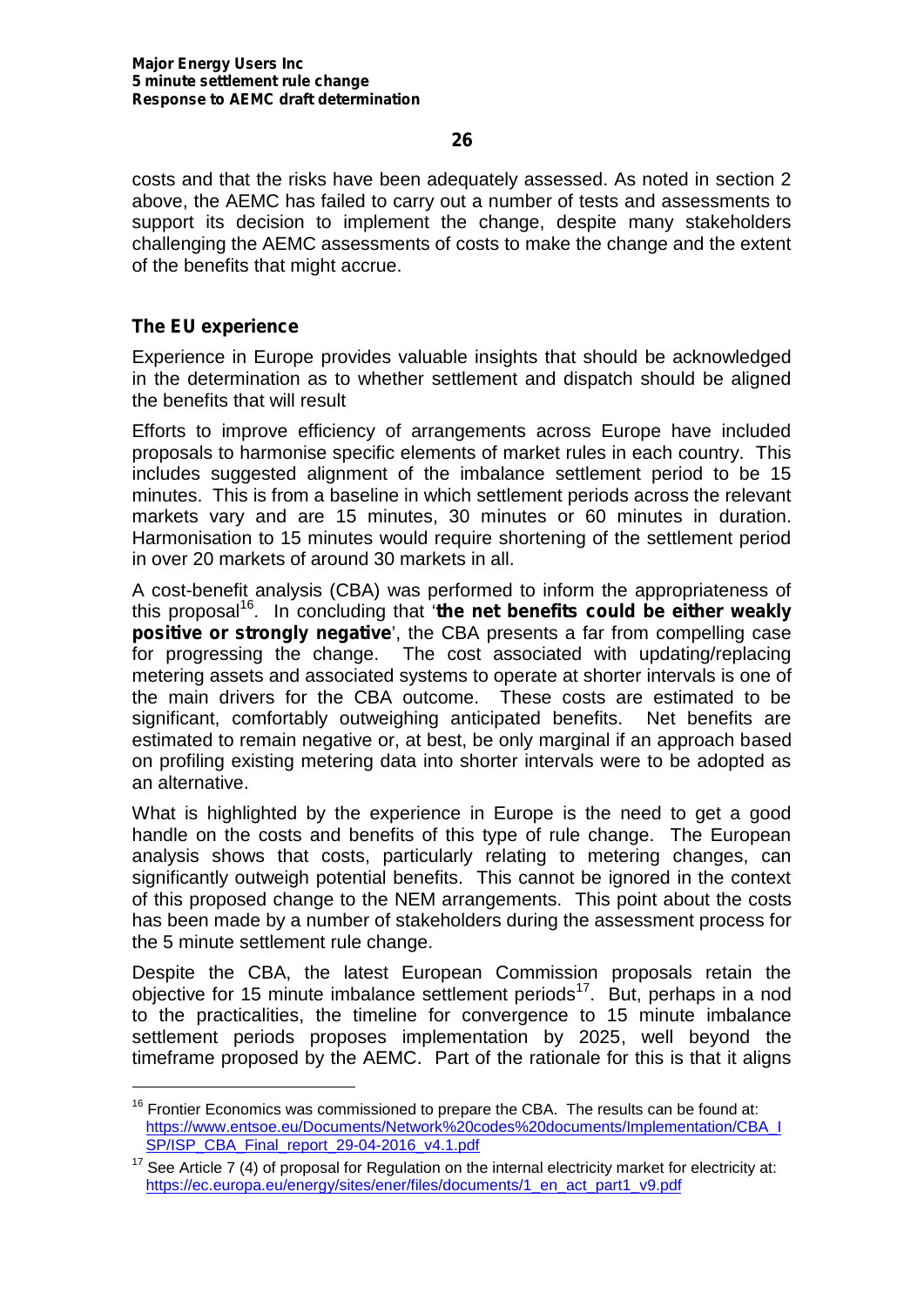costs and that the risks have been adequately assessed. As noted in section 2 above, the AEMC has failed to carry out a number of tests and assessments to support its decision to implement the change, despite many stakeholders challenging the AEMC assessments of costs to make the change and the extent of the benefits that might accrue.

### The EU experience

Experience in Europe provides valuable insights that should be acknowledged in the determination as to whether settlement and dispatch should be aligned the benefits that will result

Efforts to improve efficiency of arrangements across Europe have included proposals to harmonise specific elements of market rules in each country. This includes suggested alignment of the imbalance settlement period to be 15 minutes. This is from a baseline in which settlement periods across the relevant markets vary and are 15 minutes, 30 minutes or 60 minutes in duration. Harmonisation to 15 minutes would require shortening of the settlement period in over 20 markets of around 30 markets in all.

A cost-benefit analysis (CBA) was performed to inform the appropriateness of this proposal[16]. In concluding that '**the net benefits could be either weakly positive or strongly negative**', the CBA presents a far from compelling case for progressing the change. The cost associated with updating/replacing metering assets and associated systems to operate at shorter intervals is one of the main drivers for the CBA outcome. These costs are estimated to be significant, comfortably outweighing anticipated benefits. Net benefits are estimated to remain negative or, at best, be only marginal if an approach based on profiling existing metering data into shorter intervals were to be adopted as an alternative.

What is highlighted by the experience in Europe is the need to get a good handle on the costs and benefits of this type of rule change. The European analysis shows that costs, particularly relating to metering changes, can significantly outweigh potential benefits. This cannot be ignored in the context of this proposed change to the NEM arrangements. This point about the costs has been made by a number of stakeholders during the assessment process for the 5 minute settlement rule change.

Despite the CBA, the latest European Commission proposals retain the objective for 15 minute imbalance settlement periods[17]. But, perhaps in a nod to the practicalities, the timeline for convergence to 15 minute imbalance settlement periods proposes implementation by 2025, well beyond the timeframe proposed by the AEMC. Part of the rationale for this is that it aligns

---

[16] Frontier Economics was commissioned to prepare the CBA. The results can be found at: https://www.entsoe.eu/Documents/Network%20codes%20documents/Implementation/CBA_ISP/ISP_CBA_Final_report_29-04-2016_v4.1.pdf

[17] See Article 7 (4) of proposal for Regulation on the internal electricity market for electricity at: https://ec.europa.eu/energy/sites/ener/files/documents/1_en_act_part1_v9.pdf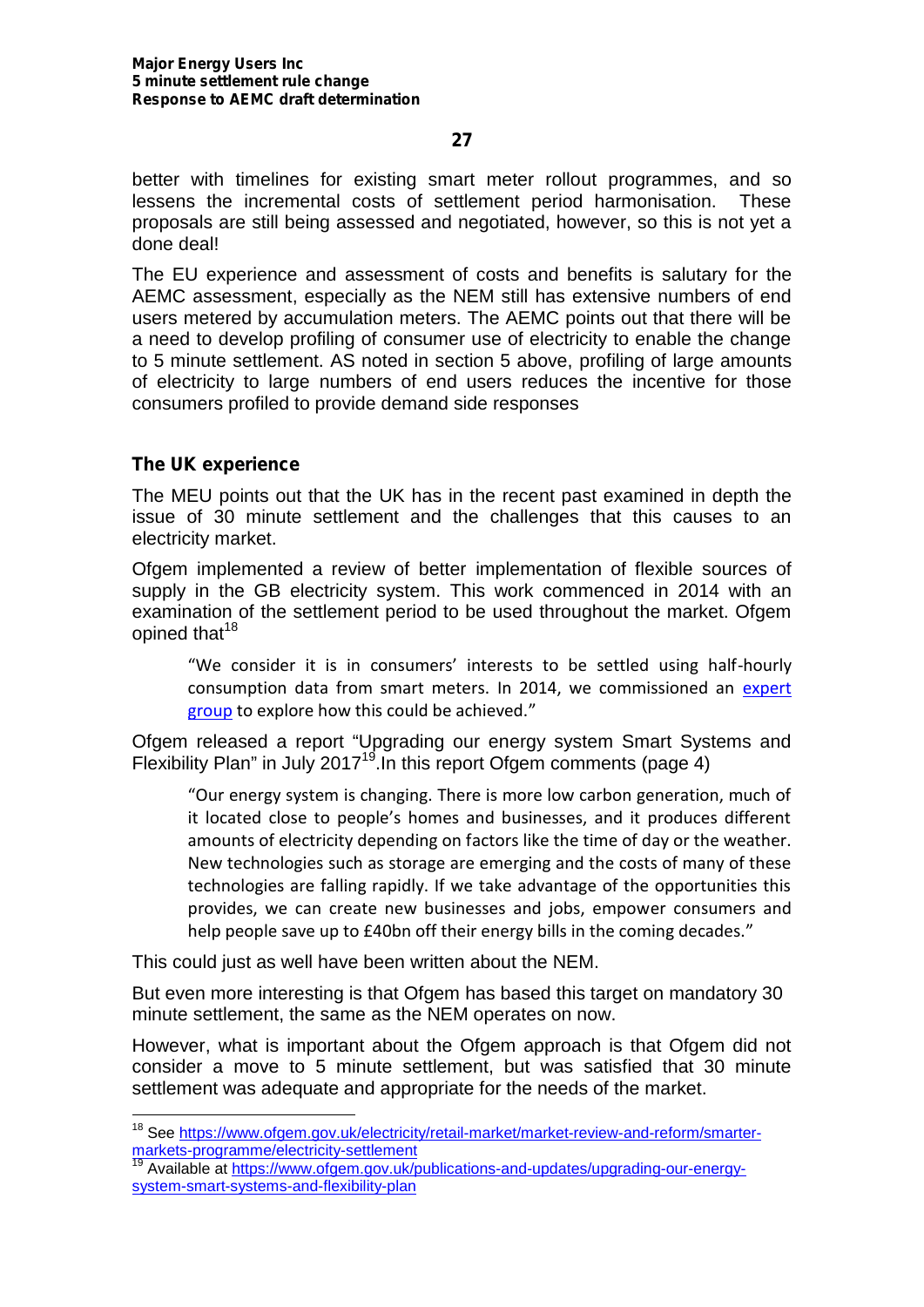better with timelines for existing smart meter rollout programmes, and so lessens the incremental costs of settlement period harmonisation. These proposals are still being assessed and negotiated, however, so this is not yet a done deal!

The EU experience and assessment of costs and benefits is salutary for the AEMC assessment, especially as the NEM still has extensive numbers of end users metered by accumulation meters. The AEMC points out that there will be a need to develop profiling of consumer use of electricity to enable the change to 5 minute settlement. AS noted in section 5 above, profiling of large amounts of electricity to large numbers of end users reduces the incentive for those consumers profiled to provide demand side responses

## The UK experience

The MEU points out that the UK has in the recent past examined in depth the issue of 30 minute settlement and the challenges that this causes to an electricity market.

Ofgem implemented a review of better implementation of flexible sources of supply in the GB electricity system. This work commenced in 2014 with an examination of the settlement period to be used throughout the market. Ofgem opined that[18]

> "We consider it is in consumers' interests to be settled using half-hourly consumption data from smart meters. In 2014, we commissioned an expert group to explore how this could be achieved."

Ofgem released a report "Upgrading our energy system Smart Systems and Flexibility Plan" in July 2017[19].In this report Ofgem comments (page 4)

> "Our energy system is changing. There is more low carbon generation, much of it located close to people's homes and businesses, and it produces different amounts of electricity depending on factors like the time of day or the weather. New technologies such as storage are emerging and the costs of many of these technologies are falling rapidly. If we take advantage of the opportunities this provides, we can create new businesses and jobs, empower consumers and help people save up to £40bn off their energy bills in the coming decades."

This could just as well have been written about the NEM.

But even more interesting is that Ofgem has based this target on mandatory 30 minute settlement, the same as the NEM operates on now.

However, what is important about the Ofgem approach is that Ofgem did not consider a move to 5 minute settlement, but was satisfied that 30 minute settlement was adequate and appropriate for the needs of the market.

---

[18] See https://www.ofgem.gov.uk/electricity/retail-market/market-review-and-reform/smarter-markets-programme/electricity-settlement

[19] Available at https://www.ofgem.gov.uk/publications-and-updates/upgrading-our-energy-system-smart-systems-and-flexibility-plan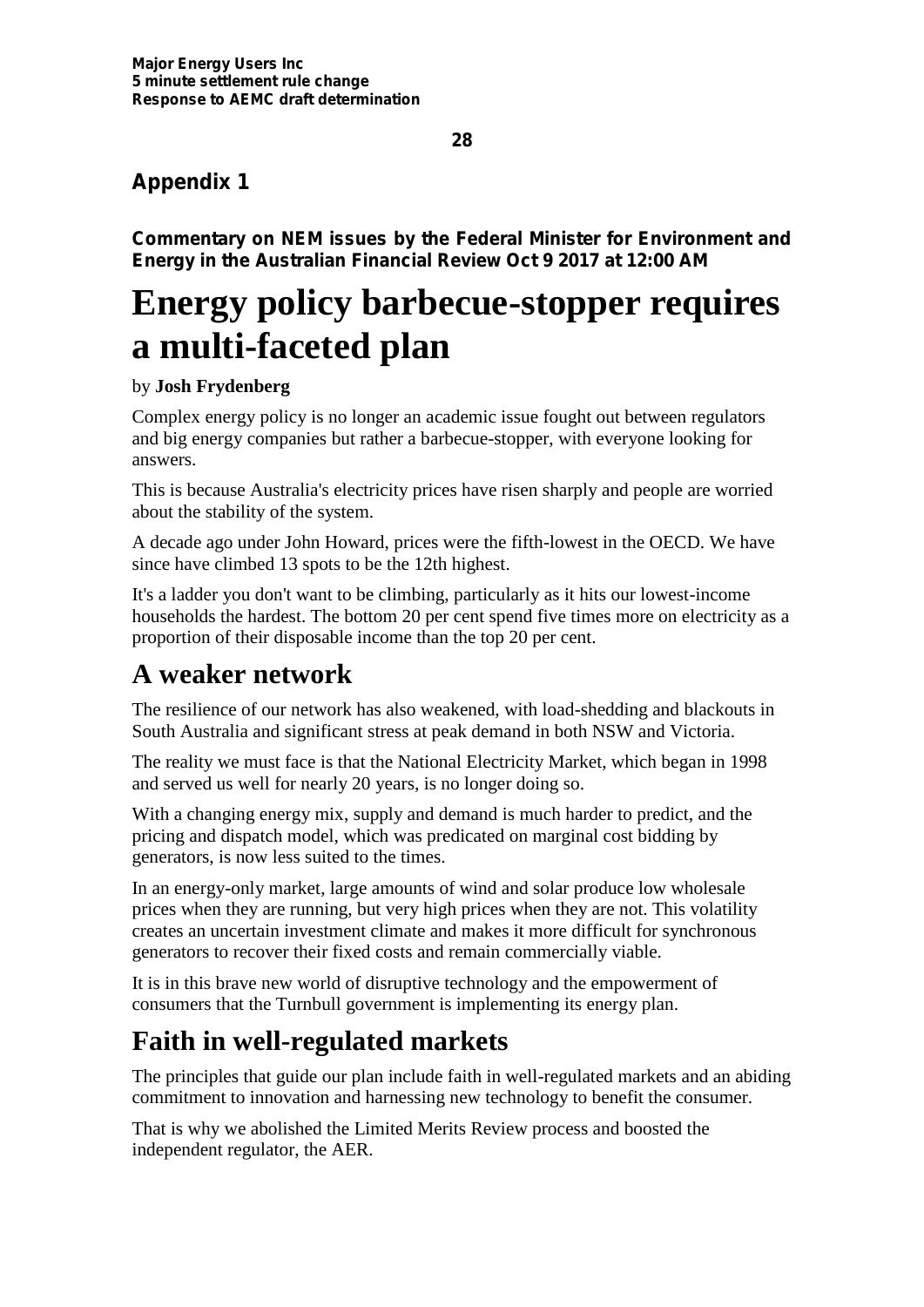## Appendix 1

**Commentary on NEM issues by the Federal Minister for Environment and Energy in the Australian Financial Review Oct 9 2017 at 12:00 AM**

# Energy policy barbecue-stopper requires a multi-faceted plan

by **Josh Frydenberg**

Complex energy policy is no longer an academic issue fought out between regulators and big energy companies but rather a barbecue-stopper, with everyone looking for answers.

This is because Australia's electricity prices have risen sharply and people are worried about the stability of the system.

A decade ago under John Howard, prices were the fifth-lowest in the OECD. We have since have climbed 13 spots to be the 12th highest.

It's a ladder you don't want to be climbing, particularly as it hits our lowest-income households the hardest. The bottom 20 per cent spend five times more on electricity as a proportion of their disposable income than the top 20 per cent.

## A weaker network

The resilience of our network has also weakened, with load-shedding and blackouts in South Australia and significant stress at peak demand in both NSW and Victoria.

The reality we must face is that the National Electricity Market, which began in 1998 and served us well for nearly 20 years, is no longer doing so.

With a changing energy mix, supply and demand is much harder to predict, and the pricing and dispatch model, which was predicated on marginal cost bidding by generators, is now less suited to the times.

In an energy-only market, large amounts of wind and solar produce low wholesale prices when they are running, but very high prices when they are not. This volatility creates an uncertain investment climate and makes it more difficult for synchronous generators to recover their fixed costs and remain commercially viable.

It is in this brave new world of disruptive technology and the empowerment of consumers that the Turnbull government is implementing its energy plan.

## Faith in well-regulated markets

The principles that guide our plan include faith in well-regulated markets and an abiding commitment to innovation and harnessing new technology to benefit the consumer.

That is why we abolished the Limited Merits Review process and boosted the independent regulator, the AER.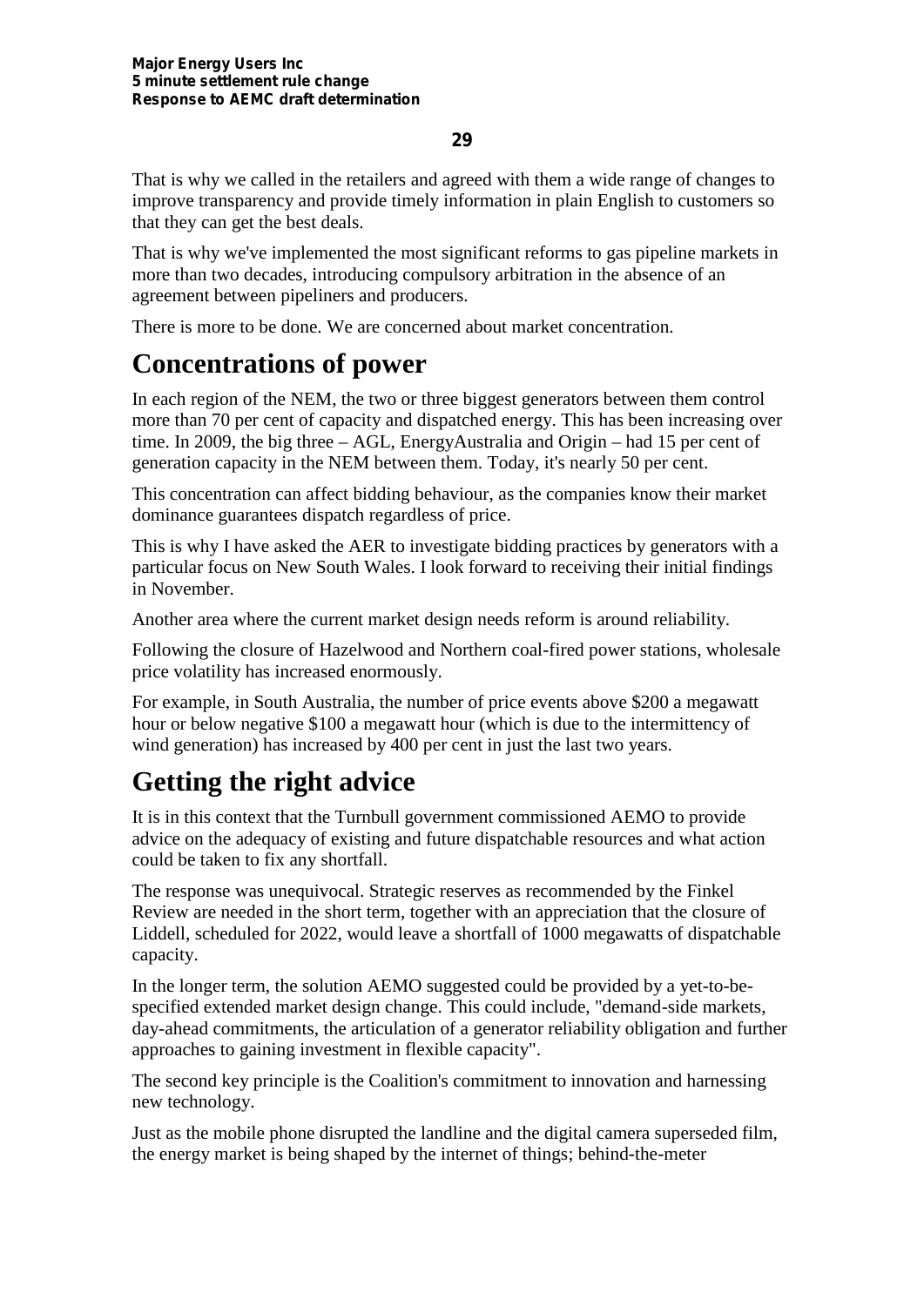That is why we called in the retailers and agreed with them a wide range of changes to improve transparency and provide timely information in plain English to customers so that they can get the best deals.

That is why we've implemented the most significant reforms to gas pipeline markets in more than two decades, introducing compulsory arbitration in the absence of an agreement between pipeliners and producers.

There is more to be done. We are concerned about market concentration.

# Concentrations of power

In each region of the NEM, the two or three biggest generators between them control more than 70 per cent of capacity and dispatched energy. This has been increasing over time. In 2009, the big three – AGL, EnergyAustralia and Origin – had 15 per cent of generation capacity in the NEM between them. Today, it's nearly 50 per cent.

This concentration can affect bidding behaviour, as the companies know their market dominance guarantees dispatch regardless of price.

This is why I have asked the AER to investigate bidding practices by generators with a particular focus on New South Wales. I look forward to receiving their initial findings in November.

Another area where the current market design needs reform is around reliability.

Following the closure of Hazelwood and Northern coal-fired power stations, wholesale price volatility has increased enormously.

For example, in South Australia, the number of price events above $200 a megawatt hour or below negative $100 a megawatt hour (which is due to the intermittency of wind generation) has increased by 400 per cent in just the last two years.

# Getting the right advice

It is in this context that the Turnbull government commissioned AEMO to provide advice on the adequacy of existing and future dispatchable resources and what action could be taken to fix any shortfall.

The response was unequivocal. Strategic reserves as recommended by the Finkel Review are needed in the short term, together with an appreciation that the closure of Liddell, scheduled for 2022, would leave a shortfall of 1000 megawatts of dispatchable capacity.

In the longer term, the solution AEMO suggested could be provided by a yet-to-be-specified extended market design change. This could include, "demand-side markets, day-ahead commitments, the articulation of a generator reliability obligation and further approaches to gaining investment in flexible capacity".

The second key principle is the Coalition's commitment to innovation and harnessing new technology.

Just as the mobile phone disrupted the landline and the digital camera superseded film, the energy market is being shaped by the internet of things; behind-the-meter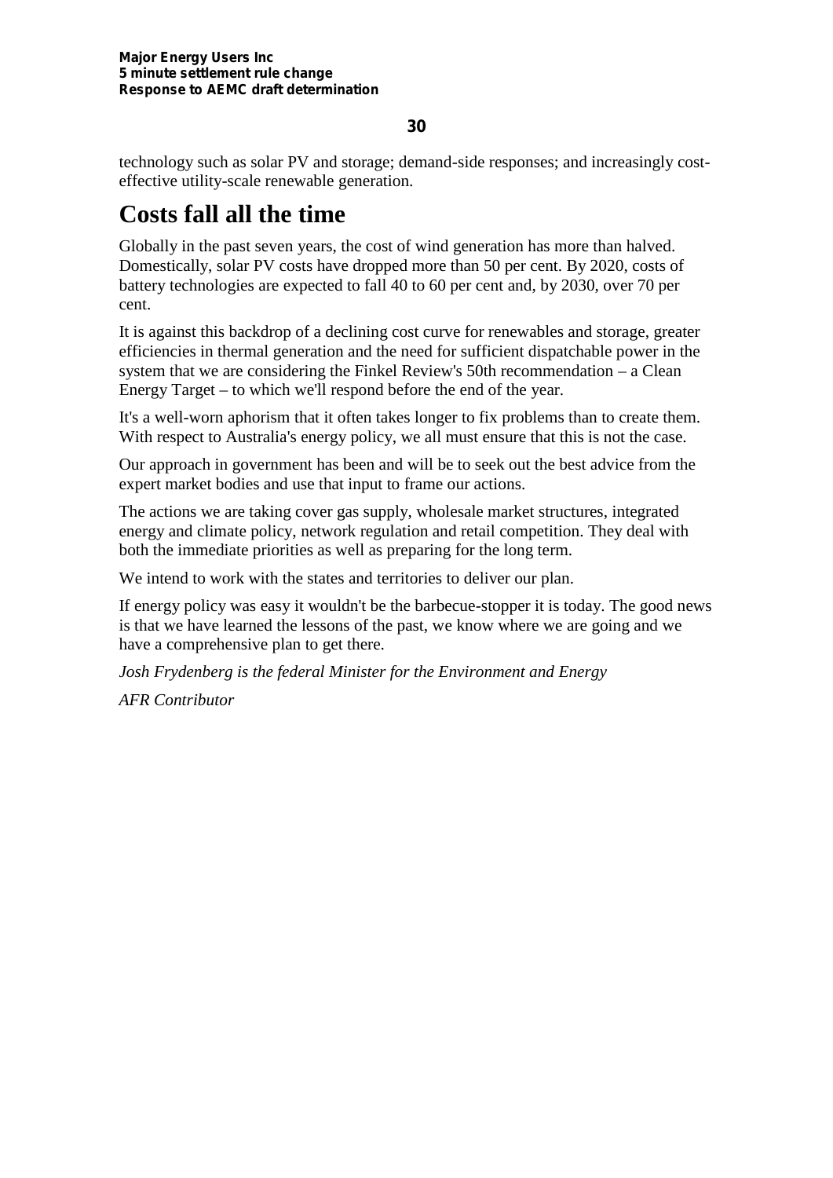technology such as solar PV and storage; demand-side responses; and increasingly cost-effective utility-scale renewable generation.

# Costs fall all the time

Globally in the past seven years, the cost of wind generation has more than halved. Domestically, solar PV costs have dropped more than 50 per cent. By 2020, costs of battery technologies are expected to fall 40 to 60 per cent and, by 2030, over 70 per cent.

It is against this backdrop of a declining cost curve for renewables and storage, greater efficiencies in thermal generation and the need for sufficient dispatchable power in the system that we are considering the Finkel Review's 50th recommendation – a Clean Energy Target – to which we'll respond before the end of the year.

It's a well-worn aphorism that it often takes longer to fix problems than to create them. With respect to Australia's energy policy, we all must ensure that this is not the case.

Our approach in government has been and will be to seek out the best advice from the expert market bodies and use that input to frame our actions.

The actions we are taking cover gas supply, wholesale market structures, integrated energy and climate policy, network regulation and retail competition. They deal with both the immediate priorities as well as preparing for the long term.

We intend to work with the states and territories to deliver our plan.

If energy policy was easy it wouldn't be the barbecue-stopper it is today. The good news is that we have learned the lessons of the past, we know where we are going and we have a comprehensive plan to get there.

*Josh Frydenberg is the federal Minister for the Environment and Energy*

*AFR Contributor*